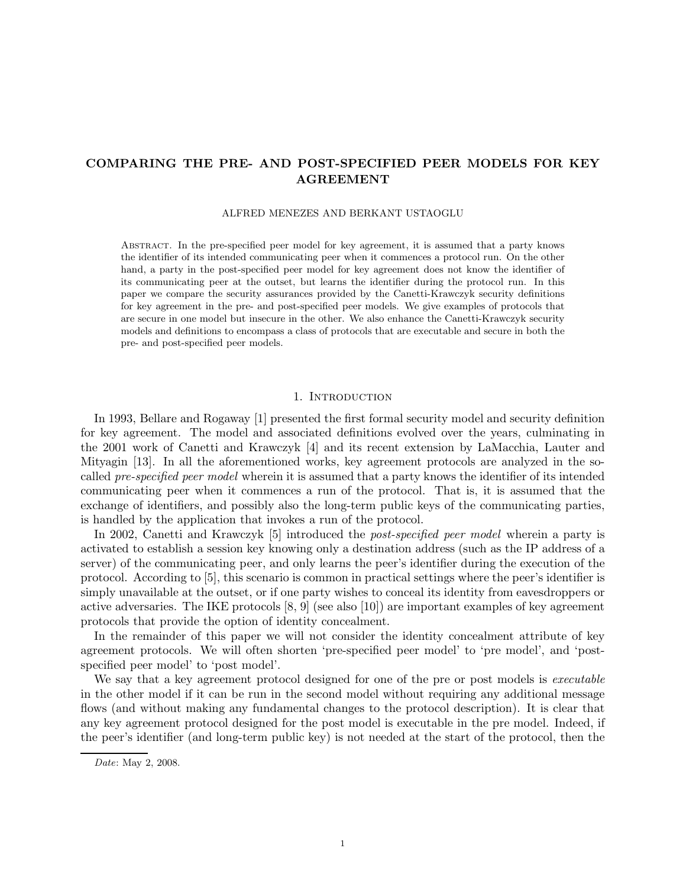# COMPARING THE PRE- AND POST-SPECIFIED PEER MODELS FOR KEY AGREEMENT

ALFRED MENEZES AND BERKANT USTAOGLU

Abstract. In the pre-specified peer model for key agreement, it is assumed that a party knows the identifier of its intended communicating peer when it commences a protocol run. On the other hand, a party in the post-specified peer model for key agreement does not know the identifier of its communicating peer at the outset, but learns the identifier during the protocol run. In this paper we compare the security assurances provided by the Canetti-Krawczyk security definitions for key agreement in the pre- and post-specified peer models. We give examples of protocols that are secure in one model but insecure in the other. We also enhance the Canetti-Krawczyk security models and definitions to encompass a class of protocols that are executable and secure in both the pre- and post-specified peer models.

## 1. Introduction

In 1993, Bellare and Rogaway [1] presented the first formal security model and security definition for key agreement. The model and associated definitions evolved over the years, culminating in the 2001 work of Canetti and Krawczyk [4] and its recent extension by LaMacchia, Lauter and Mityagin [13]. In all the aforementioned works, key agreement protocols are analyzed in the so-called *pre-specified peer model* wherein it is assumed that a party knows the identifier of its intended communicating peer when it commences a run of the protocol. That is, it is assumed that the exchange of identifiers, and possibly also the long-term public keys of the communicating parties, is handled by the application that invokes a run of the protocol.

In 2002, Canetti and Krawczyk [5] introduced the *post-specified peer model* wherein a party is activated to establish a session key knowing only a destination address (such as the IP address of a server) of the communicating peer, and only learns the peer's identifier during the execution of the protocol. According to [5], this scenario is common in practical settings where the peer's identifier is simply unavailable at the outset, or if one party wishes to conceal its identity from eavesdroppers or active adversaries. The IKE protocols [8, 9] (see also [10]) are important examples of key agreement protocols that provide the option of identity concealment.

In the remainder of this paper we will not consider the identity concealment attribute of key agreement protocols. We will often shorten 'pre-specified peer model' to 'pre model', and 'post-specified peer model' to 'post model'.

We say that a key agreement protocol designed for one of the pre or post models is *executable* in the other model if it can be run in the second model without requiring any additional message flows (and without making any fundamental changes to the protocol description). It is clear that any key agreement protocol designed for the post model is executable in the pre model. Indeed, if the peer's identifier (and long-term public key) is not needed at the start of the protocol, then the

*Date*: May 2, 2008.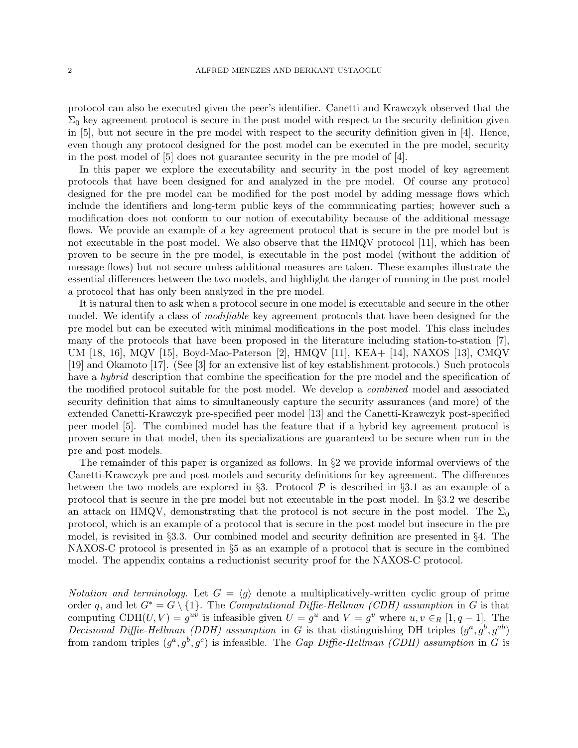protocol can also be executed given the peer's identifier. Canetti and Krawczyk observed that the $\Sigma_0$ key agreement protocol is secure in the post model with respect to the security definition given in [5], but not secure in the pre model with respect to the security definition given in [4]. Hence, even though any protocol designed for the post model can be executed in the pre model, security in the post model of [5] does not guarantee security in the pre model of [4].

In this paper we explore the executability and security in the post model of key agreement protocols that have been designed for and analyzed in the pre model. Of course any protocol designed for the pre model can be modified for the post model by adding message flows which include the identifiers and long-term public keys of the communicating parties; however such a modification does not conform to our notion of executability because of the additional message flows. We provide an example of a key agreement protocol that is secure in the pre model but is not executable in the post model. We also observe that the HMQV protocol [11], which has been proven to be secure in the pre model, is executable in the post model (without the addition of message flows) but not secure unless additional measures are taken. These examples illustrate the essential differences between the two models, and highlight the danger of running in the post model a protocol that has only been analyzed in the pre model.

It is natural then to ask when a protocol secure in one model is executable and secure in the other model. We identify a class of *modifiable* key agreement protocols that have been designed for the pre model but can be executed with minimal modifications in the post model. This class includes many of the protocols that have been proposed in the literature including station-to-station [7], UM [18, 16], MQV [15], Boyd-Mao-Paterson [2], HMQV [11], KEA+ [14], NAXOS [13], CMQV [19] and Okamoto [17]. (See [3] for an extensive list of key establishment protocols.) Such protocols have a *hybrid* description that combine the specification for the pre model and the specification of the modified protocol suitable for the post model. We develop a *combined* model and associated security definition that aims to simultaneously capture the security assurances (and more) of the extended Canetti-Krawczyk pre-specified peer model [13] and the Canetti-Krawczyk post-specified peer model [5]. The combined model has the feature that if a hybrid key agreement protocol is proven secure in that model, then its specializations are guaranteed to be secure when run in the pre and post models.

The remainder of this paper is organized as follows. In §2 we provide informal overviews of the Canetti-Krawczyk pre and post models and security definitions for key agreement. The differences between the two models are explored in §3. Protocol $\mathcal{P}$ is described in §3.1 as an example of a protocol that is secure in the pre model but not executable in the post model. In §3.2 we describe an attack on HMQV, demonstrating that the protocol is not secure in the post model. The $\Sigma_0$ protocol, which is an example of a protocol that is secure in the post model but insecure in the pre model, is revisited in §3.3. Our combined model and security definition are presented in §4. The NAXOS-C protocol is presented in §5 as an example of a protocol that is secure in the combined model. The appendix contains a reductionist security proof for the NAXOS-C protocol.

*Notation and terminology.* Let $G = \langle g \rangle$ denote a multiplicatively-written cyclic group of prime order $q$, and let $G^* = G \setminus \{1\}$. The *Computational Diffie-Hellman (CDH) assumption* in $G$ is that computing $\text{CDH}(U, V) = g^{uv}$ is infeasible given $U = g^u$ and $V = g^v$ where $u, v \in_R [1, q-1]$. The *Decisional Diffie-Hellman (DDH) assumption* in $G$ is that distinguishing DH triples $(g^a, g^b, g^{ab})$ from random triples $(g^a, g^b, g^c)$ is infeasible. The *Gap Diffie-Hellman (GDH) assumption* in $G$ is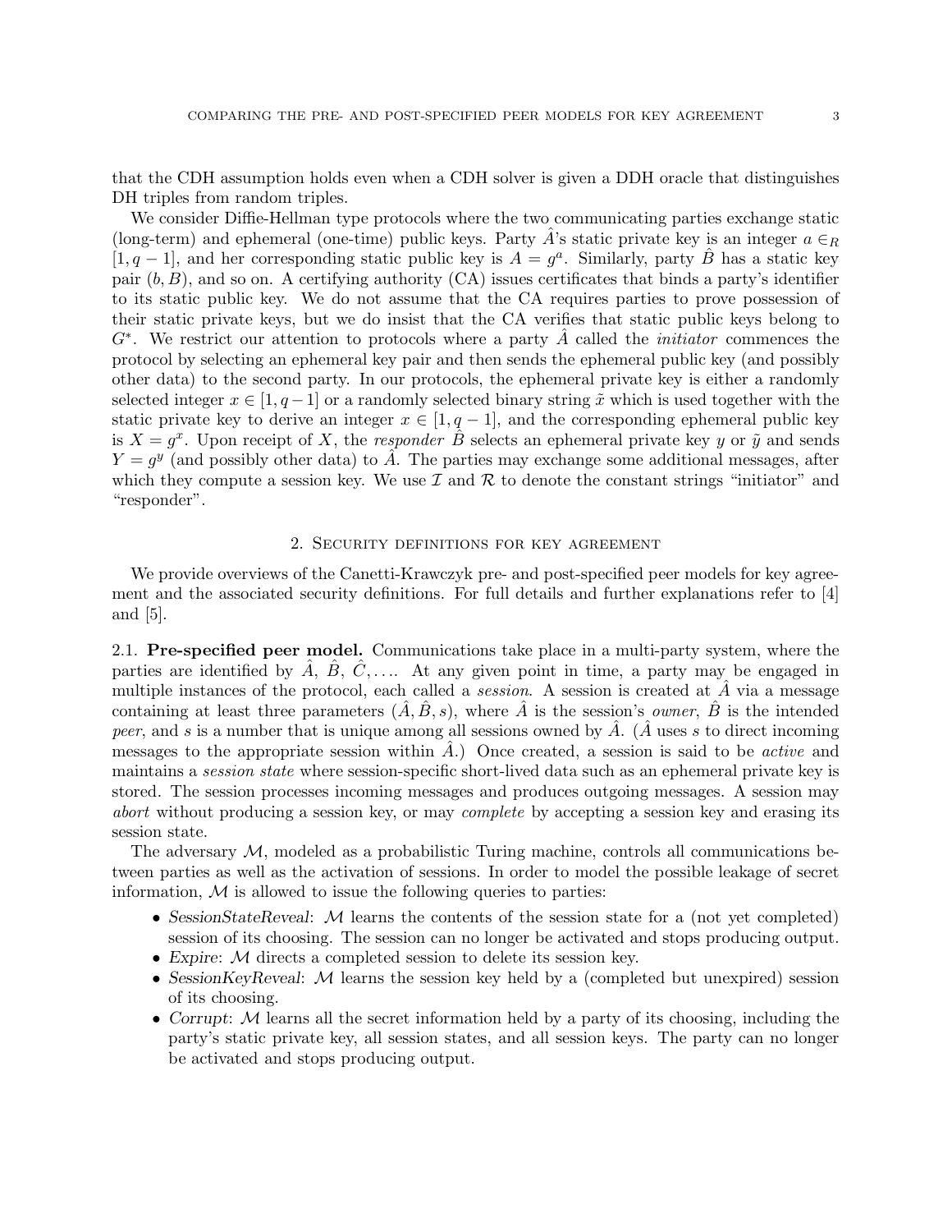that the CDH assumption holds even when a CDH solver is given a DDH oracle that distinguishes DH triples from random triples.

We consider Diffie-Hellman type protocols where the two communicating parties exchange static (long-term) and ephemeral (one-time) public keys. Party $\hat{A}$'s static private key is an integer $a \in_R [1, q-1]$, and her corresponding static public key is $A = g^a$. Similarly, party $\hat{B}$ has a static key pair $(b, B)$, and so on. A certifying authority (CA) issues certificates that binds a party's identifier to its static public key. We do not assume that the CA requires parties to prove possession of their static private keys, but we do insist that the CA verifies that static public keys belong to $G^*$. We restrict our attention to protocols where a party $\hat{A}$ called the *initiator* commences the protocol by selecting an ephemeral key pair and then sends the ephemeral public key (and possibly other data) to the second party. In our protocols, the ephemeral private key is either a randomly selected integer $x \in [1, q-1]$ or a randomly selected binary string $\tilde{x}$ which is used together with the static private key to derive an integer $x \in [1, q-1]$, and the corresponding ephemeral public key is $X = g^x$. Upon receipt of $X$, the *responder* $\hat{B}$ selects an ephemeral private key $y$ or $\tilde{y}$ and sends $Y = g^y$ (and possibly other data) to $\hat{A}$. The parties may exchange some additional messages, after which they compute a session key. We use $\mathcal{I}$ and $\mathcal{R}$ to denote the constant strings "initiator" and "responder".

## 2. Security definitions for key agreement

We provide overviews of the Canetti-Krawczyk pre- and post-specified peer models for key agreement and the associated security definitions. For full details and further explanations refer to [4] and [5].

2.1. **Pre-specified peer model.** Communications take place in a multi-party system, where the parties are identified by $\hat{A}$, $\hat{B}$, $\hat{C}, \ldots$. At any given point in time, a party may be engaged in multiple instances of the protocol, each called a *session*. A session is created at $\hat{A}$ via a message containing at least three parameters $(\hat{A}, \hat{B}, s)$, where $\hat{A}$ is the session's *owner*, $\hat{B}$ is the intended *peer*, and $s$ is a number that is unique among all sessions owned by $\hat{A}$. ($\hat{A}$ uses $s$ to direct incoming messages to the appropriate session within $\hat{A}$.) Once created, a session is said to be *active* and maintains a *session state* where session-specific short-lived data such as an ephemeral private key is stored. The session processes incoming messages and produces outgoing messages. A session may *abort* without producing a session key, or may *complete* by accepting a session key and erasing its session state.

The adversary $\mathcal{M}$, modeled as a probabilistic Turing machine, controls all communications between parties as well as the activation of sessions. In order to model the possible leakage of secret information, $\mathcal{M}$ is allowed to issue the following queries to parties:

- *SessionStateReveal*: $\mathcal{M}$ learns the contents of the session state for a (not yet completed) session of its choosing. The session can no longer be activated and stops producing output.
- *Expire*: $\mathcal{M}$ directs a completed session to delete its session key.
- *SessionKeyReveal*: $\mathcal{M}$ learns the session key held by a (completed but unexpired) session of its choosing.
- *Corrupt*: $\mathcal{M}$ learns all the secret information held by a party of its choosing, including the party's static private key, all session states, and all session keys. The party can no longer be activated and stops producing output.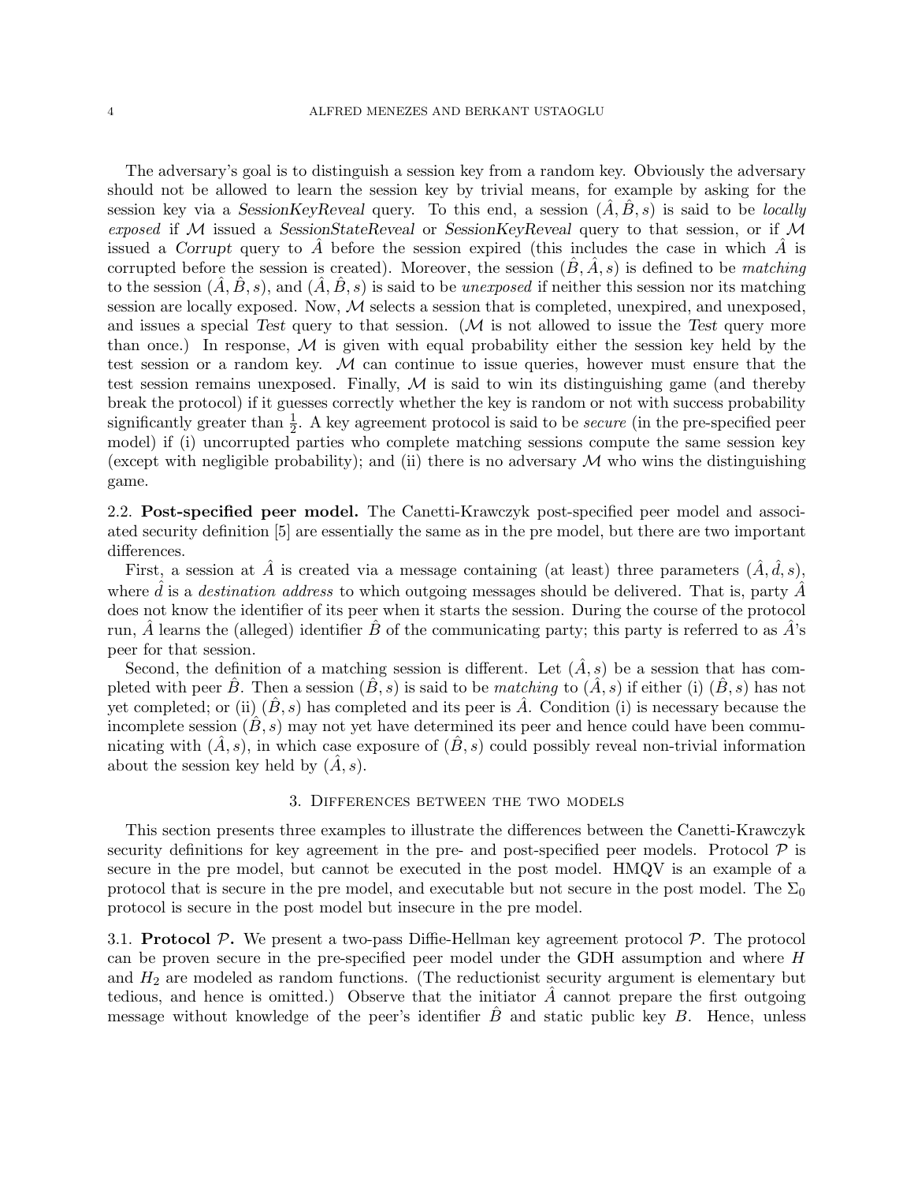The adversary's goal is to distinguish a session key from a random key. Obviously the adversary should not be allowed to learn the session key by trivial means, for example by asking for the session key via a *SessionKeyReveal* query. To this end, a session $(\hat{A}, \hat{B}, s)$ is said to be *locally exposed* if $\mathcal{M}$ issued a *SessionStateReveal* or *SessionKeyReveal* query to that session, or if $\mathcal{M}$ issued a *Corrupt* query to $\hat{A}$ before the session expired (this includes the case in which $\hat{A}$ is corrupted before the session is created). Moreover, the session $(\hat{B}, \hat{A}, s)$ is defined to be *matching* to the session $(\hat{A}, \hat{B}, s)$, and $(\hat{A}, \hat{B}, s)$ is said to be *unexposed* if neither this session nor its matching session are locally exposed. Now, $\mathcal{M}$ selects a session that is completed, unexpired, and unexposed, and issues a special *Test* query to that session. ($\mathcal{M}$ is not allowed to issue the *Test* query more than once.) In response, $\mathcal{M}$ is given with equal probability either the session key held by the test session or a random key. $\mathcal{M}$ can continue to issue queries, however must ensure that the test session remains unexposed. Finally, $\mathcal{M}$ is said to win its distinguishing game (and thereby break the protocol) if it guesses correctly whether the key is random or not with success probability significantly greater than $\frac{1}{2}$. A key agreement protocol is said to be *secure* (in the pre-specified peer model) if (i) uncorrupted parties who complete matching sessions compute the same session key (except with negligible probability); and (ii) there is no adversary $\mathcal{M}$ who wins the distinguishing game.

### 2.2. Post-specified peer model.

The Canetti-Krawczyk post-specified peer model and associated security definition [5] are essentially the same as in the pre model, but there are two important differences.

First, a session at $\hat{A}$ is created via a message containing (at least) three parameters $(\hat{A}, \hat{d}, s)$, where $\hat{d}$ is a *destination address* to which outgoing messages should be delivered. That is, party $\hat{A}$ does not know the identifier of its peer when it starts the session. During the course of the protocol run, $\hat{A}$ learns the (alleged) identifier $\hat{B}$ of the communicating party; this party is referred to as $\hat{A}$'s peer for that session.

Second, the definition of a matching session is different. Let $(\hat{A}, s)$ be a session that has completed with peer $\hat{B}$. Then a session $(\hat{B}, s)$ is said to be *matching* to $(\hat{A}, s)$ if either (i) $(\hat{B}, s)$ has not yet completed; or (ii) $(\hat{B}, s)$ has completed and its peer is $\hat{A}$. Condition (i) is necessary because the incomplete session $(\hat{B}, s)$ may not yet have determined its peer and hence could have been communicating with $(\hat{A}, s)$, in which case exposure of $(\hat{B}, s)$ could possibly reveal non-trivial information about the session key held by $(\hat{A}, s)$.

## 3. Differences between the two models

This section presents three examples to illustrate the differences between the Canetti-Krawczyk security definitions for key agreement in the pre- and post-specified peer models. Protocol $\mathcal{P}$ is secure in the pre model, but cannot be executed in the post model. HMQV is an example of a protocol that is secure in the pre model, and executable but not secure in the post model. The $\Sigma_0$ protocol is secure in the post model but insecure in the pre model.

### 3.1. Protocol $\mathcal{P}$.

We present a two-pass Diffie-Hellman key agreement protocol $\mathcal{P}$. The protocol can be proven secure in the pre-specified peer model under the GDH assumption and where $H$ and $H_2$ are modeled as random functions. (The reductionist security argument is elementary but tedious, and hence is omitted.) Observe that the initiator $\hat{A}$ cannot prepare the first outgoing message without knowledge of the peer's identifier $\hat{B}$ and static public key $B$. Hence, unless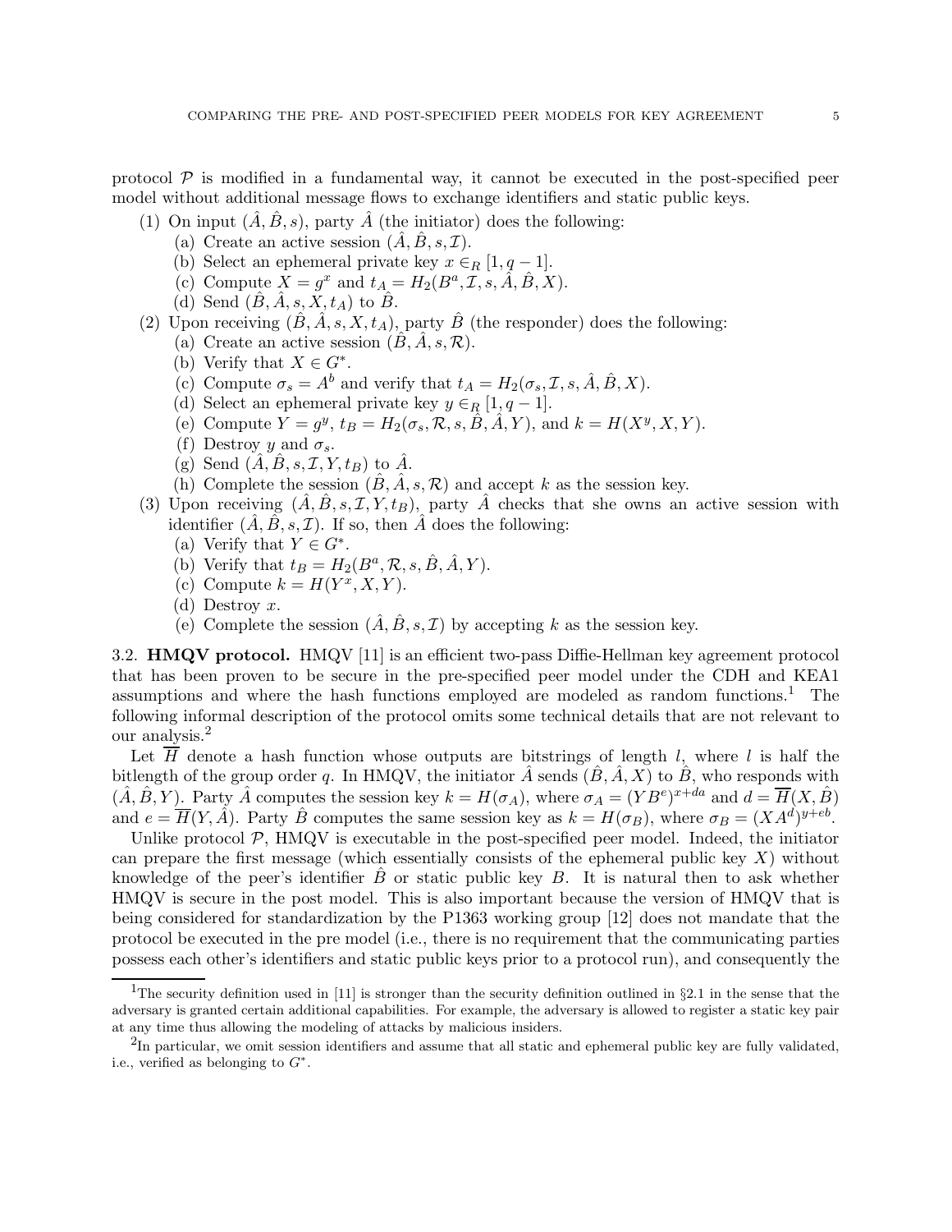protocol $\mathcal{P}$ is modified in a fundamental way, it cannot be executed in the post-specified peer model without additional message flows to exchange identifiers and static public keys.

(1) On input $(\hat{A}, \hat{B}, s)$, party $\hat{A}$ (the initiator) does the following:
   (a) Create an active session $(\hat{A}, \hat{B}, s, \mathcal{I})$.
   (b) Select an ephemeral private key $x \in_R [1, q-1]$.
   (c) Compute $X = g^x$ and $t_A = H_2(B^a, \mathcal{I}, s, \hat{A}, \hat{B}, X)$.
   (d) Send $(\hat{B}, \hat{A}, s, X, t_A)$ to $\hat{B}$.

(2) Upon receiving $(\hat{B}, \hat{A}, s, X, t_A)$, party $\hat{B}$ (the responder) does the following:
   (a) Create an active session $(\hat{B}, \hat{A}, s, \mathcal{R})$.
   (b) Verify that $X \in G^*$.
   (c) Compute $\sigma_s = A^b$ and verify that $t_A = H_2(\sigma_s, \mathcal{I}, s, \hat{A}, \hat{B}, X)$.
   (d) Select an ephemeral private key $y \in_R [1, q-1]$.
   (e) Compute $Y = g^y$, $t_B = H_2(\sigma_s, \mathcal{R}, s, \hat{B}, \hat{A}, Y)$, and $k = H(X^y, X, Y)$.
   (f) Destroy $y$ and $\sigma_s$.
   (g) Send $(\hat{A}, \hat{B}, s, \mathcal{I}, Y, t_B)$ to $\hat{A}$.
   (h) Complete the session $(\hat{B}, \hat{A}, s, \mathcal{R})$ and accept $k$ as the session key.

(3) Upon receiving $(\hat{A}, \hat{B}, s, \mathcal{I}, Y, t_B)$, party $\hat{A}$ checks that she owns an active session with identifier $(\hat{A}, \hat{B}, s, \mathcal{I})$. If so, then $\hat{A}$ does the following:
   (a) Verify that $Y \in G^*$.
   (b) Verify that $t_B = H_2(B^a, \mathcal{R}, s, \hat{B}, \hat{A}, Y)$.
   (c) Compute $k = H(Y^x, X, Y)$.
   (d) Destroy $x$.
   (e) Complete the session $(\hat{A}, \hat{B}, s, \mathcal{I})$ by accepting $k$ as the session key.

3.2. **HMQV protocol.** HMQV [11] is an efficient two-pass Diffie-Hellman key agreement protocol that has been proven to be secure in the pre-specified peer model under the CDH and KEA1 assumptions and where the hash functions employed are modeled as random functions.[1] The following informal description of the protocol omits some technical details that are not relevant to our analysis.[2]

Let $\overline{H}$ denote a hash function whose outputs are bitstrings of length $l$, where $l$ is half the bitlength of the group order $q$. In HMQV, the initiator $\hat{A}$ sends $(\hat{B}, \hat{A}, X)$ to $\hat{B}$, who responds with $(\hat{A}, \hat{B}, Y)$. Party $\hat{A}$ computes the session key $k = H(\sigma_A)$, where $\sigma_A = (YB^e)^{x+da}$ and $d = \overline{H}(X, \hat{B})$ and $e = \overline{H}(Y, \hat{A})$. Party $\hat{B}$ computes the same session key as $k = H(\sigma_B)$, where $\sigma_B = (XA^d)^{y+eb}$.

Unlike protocol $\mathcal{P}$, HMQV is executable in the post-specified peer model. Indeed, the initiator can prepare the first message (which essentially consists of the ephemeral public key $X$) without knowledge of the peer's identifier $\hat{B}$ or static public key $B$. It is natural then to ask whether HMQV is secure in the post model. This is also important because the version of HMQV that is being considered for standardization by the P1363 working group [12] does not mandate that the protocol be executed in the pre model (i.e., there is no requirement that the communicating parties possess each other's identifiers and static public keys prior to a protocol run), and consequently the

---

[1] The security definition used in [11] is stronger than the security definition outlined in §2.1 in the sense that the adversary is granted certain additional capabilities. For example, the adversary is allowed to register a static key pair at any time thus allowing the modeling of attacks by malicious insiders.

[2] In particular, we omit session identifiers and assume that all static and ephemeral public key are fully validated, i.e., verified as belonging to $G^*$.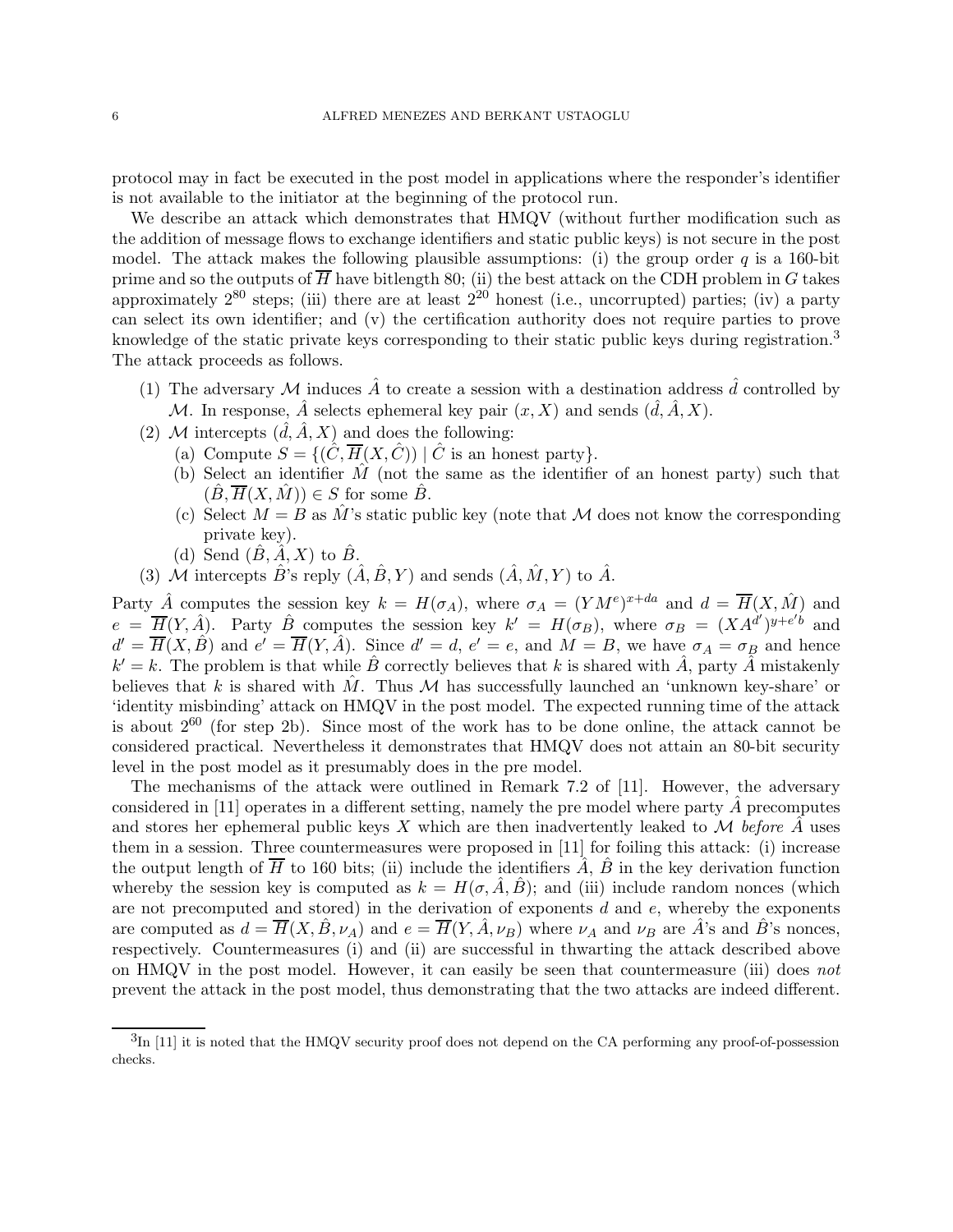protocol may in fact be executed in the post model in applications where the responder's identifier is not available to the initiator at the beginning of the protocol run.

We describe an attack which demonstrates that HMQV (without further modification such as the addition of message flows to exchange identifiers and static public keys) is not secure in the post model. The attack makes the following plausible assumptions: (i) the group order $q$ is a 160-bit prime and so the outputs of $\overline{H}$ have bitlength 80; (ii) the best attack on the CDH problem in $G$ takes approximately $2^{80}$ steps; (iii) there are at least $2^{20}$ honest (i.e., uncorrupted) parties; (iv) a party can select its own identifier; and (v) the certification authority does not require parties to prove knowledge of the static private keys corresponding to their static public keys during registration.[3] The attack proceeds as follows.

1. The adversary $\mathcal{M}$ induces $\hat{A}$ to create a session with a destination address $\hat{d}$ controlled by $\mathcal{M}$. In response, $\hat{A}$ selects ephemeral key pair $(x, X)$ and sends $(\hat{d}, \hat{A}, X)$.
2. $\mathcal{M}$ intercepts $(\hat{d}, \hat{A}, X)$ and does the following:
   (a) Compute $S = \{(\hat{C}, \overline{H}(X, \hat{C})) \mid \hat{C} \text{ is an honest party}\}$.
   (b) Select an identifier $\hat{M}$ (not the same as the identifier of an honest party) such that $(\hat{B}, \overline{H}(X, \hat{M})) \in S$ for some $\hat{B}$.
   (c) Select $M = B$ as $\hat{M}$'s static public key (note that $\mathcal{M}$ does not know the corresponding private key).
   (d) Send $(\hat{B}, \hat{A}, X)$ to $\hat{B}$.
3. $\mathcal{M}$ intercepts $\hat{B}$'s reply $(\hat{A}, \hat{B}, Y)$ and sends $(\hat{A}, \hat{M}, Y)$ to $\hat{A}$.

Party $\hat{A}$ computes the session key $k = H(\sigma_A)$, where $\sigma_A = (YM^e)^{x+da}$ and $d = \overline{H}(X, \hat{M})$ and $e = \overline{H}(Y, \hat{A})$. Party $\hat{B}$ computes the session key $k' = H(\sigma_B)$, where $\sigma_B = (XA^{d'})^{y+e'b}$ and $d' = \overline{H}(X, \hat{B})$ and $e' = \overline{H}(Y, \hat{A})$. Since $d' = d$, $e' = e$, and $M = B$, we have $\sigma_A = \sigma_B$ and hence $k' = k$. The problem is that while $\hat{B}$ correctly believes that $k$ is shared with $\hat{A}$, party $\hat{A}$ mistakenly believes that $k$ is shared with $\hat{M}$. Thus $\mathcal{M}$ has successfully launched an 'unknown key-share' or 'identity misbinding' attack on HMQV in the post model. The expected running time of the attack is about $2^{60}$ (for step 2b). Since most of the work has to be done online, the attack cannot be considered practical. Nevertheless it demonstrates that HMQV does not attain an 80-bit security level in the post model as it presumably does in the pre model.

The mechanisms of the attack were outlined in Remark 7.2 of [11]. However, the adversary considered in [11] operates in a different setting, namely the pre model where party $\hat{A}$ precomputes and stores her ephemeral public keys $X$ which are then inadvertently leaked to $\mathcal{M}$ *before* $\hat{A}$ uses them in a session. Three countermeasures were proposed in [11] for foiling this attack: (i) increase the output length of $\overline{H}$ to 160 bits; (ii) include the identifiers $\hat{A}$, $\hat{B}$ in the key derivation function whereby the session key is computed as $k = H(\sigma, \hat{A}, \hat{B})$; and (iii) include random nonces (which are not precomputed and stored) in the derivation of exponents $d$ and $e$, whereby the exponents are computed as $d = \overline{H}(X, \hat{B}, \nu_A)$ and $e = \overline{H}(Y, \hat{A}, \nu_B)$ where $\nu_A$ and $\nu_B$ are $\hat{A}$'s and $\hat{B}$'s nonces, respectively. Countermeasures (i) and (ii) are successful in thwarting the attack described above on HMQV in the post model. However, it can easily be seen that countermeasure (iii) does *not* prevent the attack in the post model, thus demonstrating that the two attacks are indeed different.

[3] In [11] it is noted that the HMQV security proof does not depend on the CA performing any proof-of-possession checks.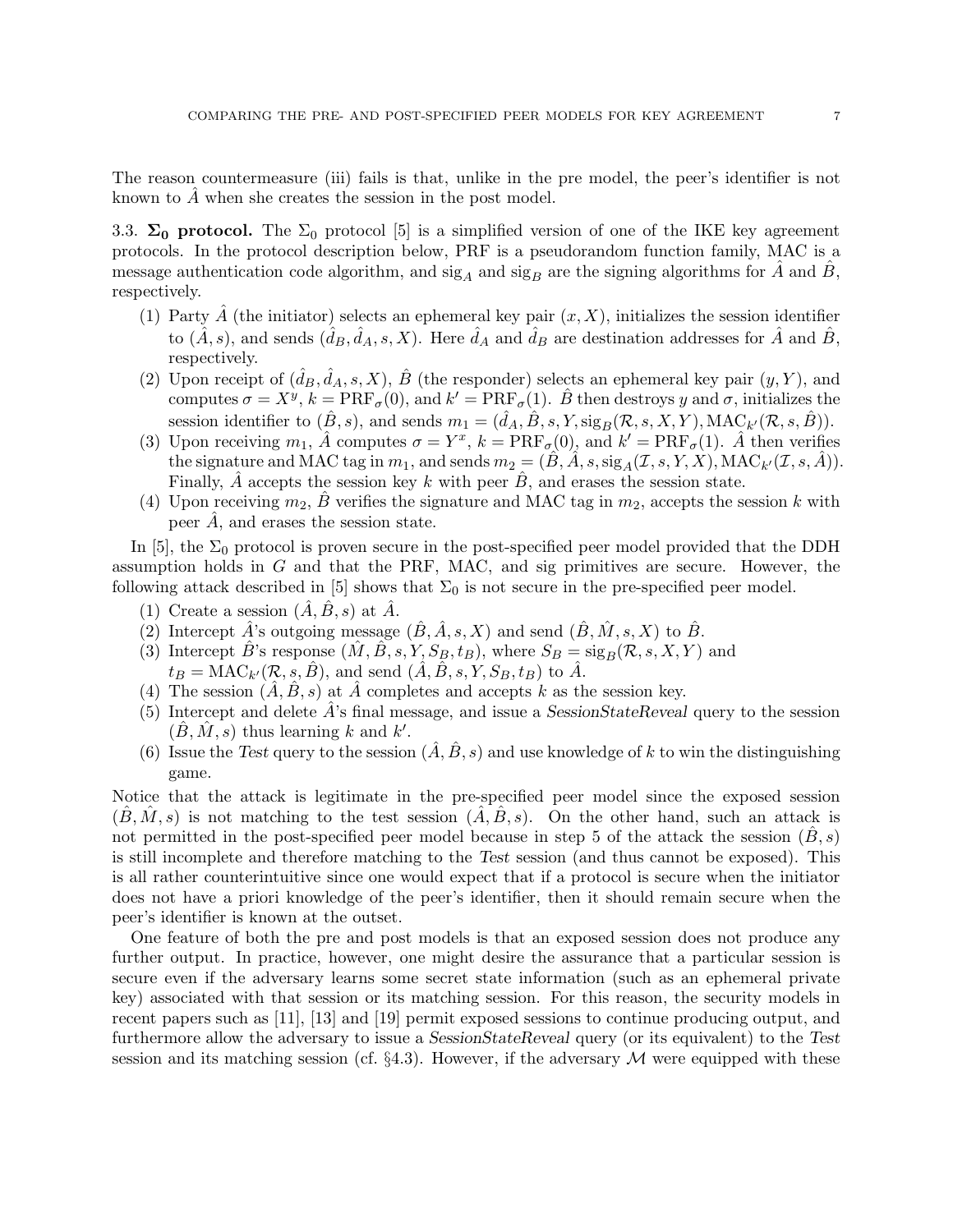The reason countermeasure (iii) fails is that, unlike in the pre model, the peer's identifier is not known to $\hat{A}$ when she creates the session in the post model.

3.3. **$\Sigma_0$ protocol.** The $\Sigma_0$ protocol [5] is a simplified version of one of the IKE key agreement protocols. In the protocol description below, PRF is a pseudorandom function family, MAC is a message authentication code algorithm, and $\text{sig}_A$ and $\text{sig}_B$ are the signing algorithms for $\hat{A}$ and $\hat{B}$, respectively.

1. Party $\hat{A}$ (the initiator) selects an ephemeral key pair $(x, X)$, initializes the session identifier to $(\hat{A}, s)$, and sends $(\hat{d}_B, \hat{d}_A, s, X)$. Here $\hat{d}_A$ and $\hat{d}_B$ are destination addresses for $\hat{A}$ and $\hat{B}$, respectively.
2. Upon receipt of $(\hat{d}_B, \hat{d}_A, s, X)$, $\hat{B}$ (the responder) selects an ephemeral key pair $(y, Y)$, and computes $\sigma = X^y$, $k = \text{PRF}_\sigma(0)$, and $k' = \text{PRF}_\sigma(1)$. $\hat{B}$ then destroys $y$ and $\sigma$, initializes the session identifier to $(\hat{B}, s)$, and sends $m_1 = (\hat{d}_A, \hat{B}, s, Y, \text{sig}_B(\mathcal{R}, s, X, Y), \text{MAC}_{k'}(\mathcal{R}, s, \hat{B}))$.
3. Upon receiving $m_1$, $\hat{A}$ computes $\sigma = Y^x$, $k = \text{PRF}_\sigma(0)$, and $k' = \text{PRF}_\sigma(1)$. $\hat{A}$ then verifies the signature and MAC tag in $m_1$, and sends $m_2 = (\hat{B}, \hat{A}, s, \text{sig}_A(\mathcal{I}, s, Y, X), \text{MAC}_{k'}(\mathcal{I}, s, \hat{A}))$. Finally, $\hat{A}$ accepts the session key $k$ with peer $\hat{B}$, and erases the session state.
4. Upon receiving $m_2$, $\hat{B}$ verifies the signature and MAC tag in $m_2$, accepts the session $k$ with peer $\hat{A}$, and erases the session state.

In [5], the $\Sigma_0$ protocol is proven secure in the post-specified peer model provided that the DDH assumption holds in $G$ and that the PRF, MAC, and sig primitives are secure. However, the following attack described in [5] shows that $\Sigma_0$ is not secure in the pre-specified peer model.

1. Create a session $(\hat{A}, \hat{B}, s)$ at $\hat{A}$.
2. Intercept $\hat{A}$'s outgoing message $(\hat{B}, \hat{A}, s, X)$ and send $(\hat{B}, \hat{M}, s, X)$ to $\hat{B}$.
3. Intercept $\hat{B}$'s response $(\hat{M}, \hat{B}, s, Y, S_B, t_B)$, where $S_B = \text{sig}_B(\mathcal{R}, s, X, Y)$ and $t_B = \text{MAC}_{k'}(\mathcal{R}, s, \hat{B})$, and send $(\hat{A}, \hat{B}, s, Y, S_B, t_B)$ to $\hat{A}$.
4. The session $(\hat{A}, \hat{B}, s)$ at $\hat{A}$ completes and accepts $k$ as the session key.
5. Intercept and delete $\hat{A}$'s final message, and issue a *SessionStateReveal* query to the session $(\hat{B}, \hat{M}, s)$ thus learning $k$ and $k'$.
6. Issue the *Test* query to the session $(\hat{A}, \hat{B}, s)$ and use knowledge of $k$ to win the distinguishing game.

Notice that the attack is legitimate in the pre-specified peer model since the exposed session $(\hat{B}, \hat{M}, s)$ is not matching to the test session $(\hat{A}, \hat{B}, s)$. On the other hand, such an attack is not permitted in the post-specified peer model because in step 5 of the attack the session $(\hat{B}, s)$ is still incomplete and therefore matching to the *Test* session (and thus cannot be exposed). This is all rather counterintuitive since one would expect that if a protocol is secure when the initiator does not have a priori knowledge of the peer's identifier, then it should remain secure when the peer's identifier is known at the outset.

One feature of both the pre and post models is that an exposed session does not produce any further output. In practice, however, one might desire the assurance that a particular session is secure even if the adversary learns some secret state information (such as an ephemeral private key) associated with that session or its matching session. For this reason, the security models in recent papers such as [11], [13] and [19] permit exposed sessions to continue producing output, and furthermore allow the adversary to issue a *SessionStateReveal* query (or its equivalent) to the *Test* session and its matching session (cf. §4.3). However, if the adversary $\mathcal{M}$ were equipped with these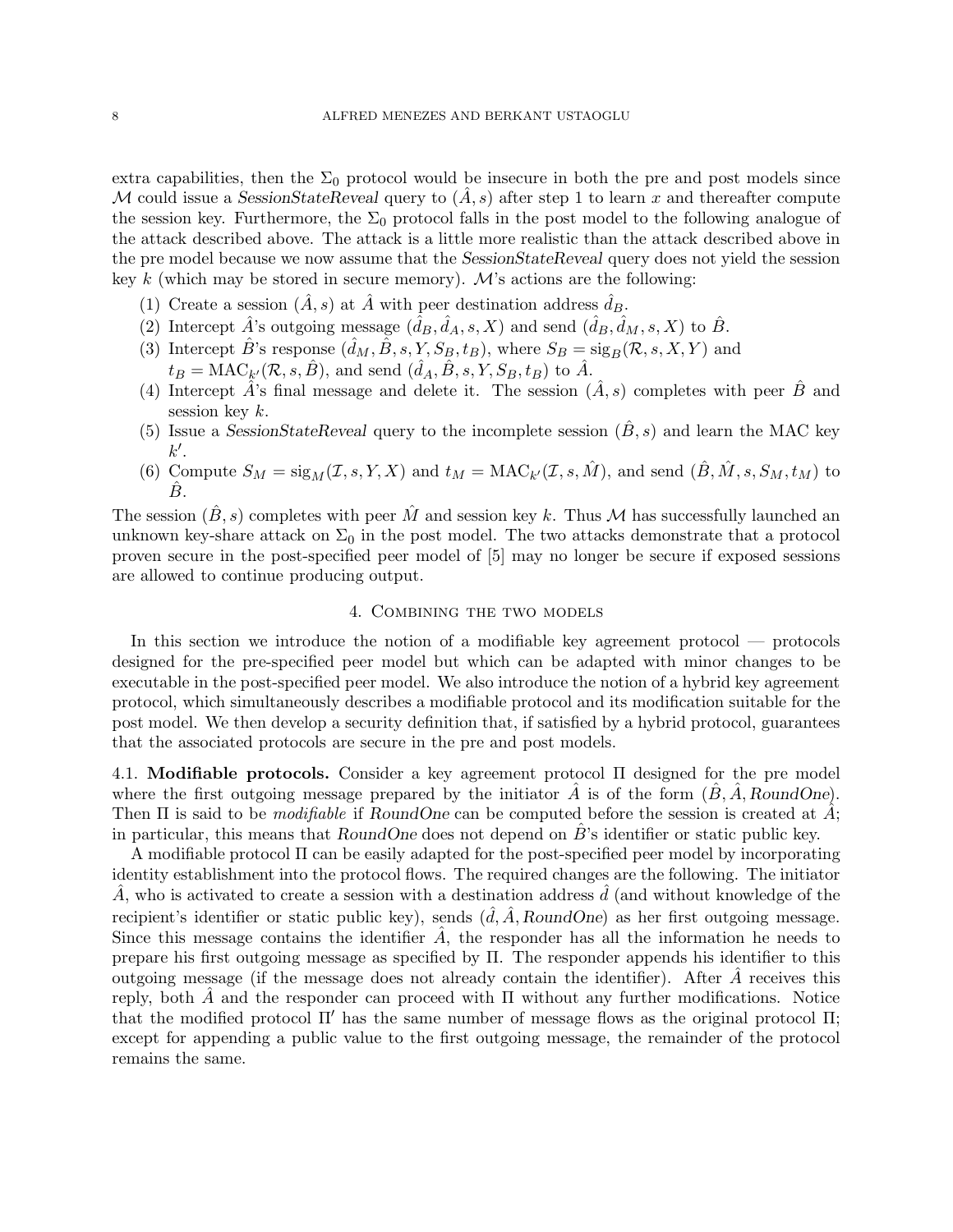extra capabilities, then the $\Sigma_0$ protocol would be insecure in both the pre and post models since $\mathcal{M}$ could issue a *SessionStateReveal* query to $(\hat{A}, s)$ after step 1 to learn $x$ and thereafter compute the session key. Furthermore, the $\Sigma_0$ protocol falls in the post model to the following analogue of the attack described above. The attack is a little more realistic than the attack described above in the pre model because we now assume that the *SessionStateReveal* query does not yield the session key $k$ (which may be stored in secure memory). $\mathcal{M}$'s actions are the following:

(1) Create a session $(\hat{A}, s)$ at $\hat{A}$ with peer destination address $\hat{d}_B$.
(2) Intercept $\hat{A}$'s outgoing message $(\hat{d}_B, \hat{d}_A, s, X)$ and send $(\hat{d}_B, \hat{d}_M, s, X)$ to $\hat{B}$.
(3) Intercept $\hat{B}$'s response $(\hat{d}_M, \hat{B}, s, Y, S_B, t_B)$, where $S_B = \text{sig}_B(\mathcal{R}, s, X, Y)$ and $t_B = \text{MAC}_{k'}(\mathcal{R}, s, \hat{B})$, and send $(\hat{d}_A, \hat{B}, s, Y, S_B, t_B)$ to $\hat{A}$.
(4) Intercept $\hat{A}$'s final message and delete it. The session $(\hat{A}, s)$ completes with peer $\hat{B}$ and session key $k$.
(5) Issue a *SessionStateReveal* query to the incomplete session $(\hat{B}, s)$ and learn the MAC key $k'$.
(6) Compute $S_M = \text{sig}_M(\mathcal{I}, s, Y, X)$ and $t_M = \text{MAC}_{k'}(\mathcal{I}, s, \hat{M})$, and send $(\hat{B}, \hat{M}, s, S_M, t_M)$ to $\hat{B}$.

The session $(\hat{B}, s)$ completes with peer $\hat{M}$ and session key $k$. Thus $\mathcal{M}$ has successfully launched an unknown key-share attack on $\Sigma_0$ in the post model. The two attacks demonstrate that a protocol proven secure in the post-specified peer model of [5] may no longer be secure if exposed sessions are allowed to continue producing output.

## 4. Combining the two models

In this section we introduce the notion of a modifiable key agreement protocol — protocols designed for the pre-specified peer model but which can be adapted with minor changes to be executable in the post-specified peer model. We also introduce the notion of a hybrid key agreement protocol, which simultaneously describes a modifiable protocol and its modification suitable for the post model. We then develop a security definition that, if satisfied by a hybrid protocol, guarantees that the associated protocols are secure in the pre and post models.

**4.1. Modifiable protocols.** Consider a key agreement protocol $\Pi$ designed for the pre model where the first outgoing message prepared by the initiator $\hat{A}$ is of the form $(\hat{B}, \hat{A}, \mathit{RoundOne})$. Then $\Pi$ is said to be *modifiable* if *RoundOne* can be computed before the session is created at $\hat{A}$; in particular, this means that *RoundOne* does not depend on $\hat{B}$'s identifier or static public key.

A modifiable protocol $\Pi$ can be easily adapted for the post-specified peer model by incorporating identity establishment into the protocol flows. The required changes are the following. The initiator $\hat{A}$, who is activated to create a session with a destination address $\hat{d}$ (and without knowledge of the recipient's identifier or static public key), sends $(\hat{d}, \hat{A}, \mathit{RoundOne})$ as her first outgoing message. Since this message contains the identifier $\hat{A}$, the responder has all the information he needs to prepare his first outgoing message as specified by $\Pi$. The responder appends his identifier to this outgoing message (if the message does not already contain the identifier). After $\hat{A}$ receives this reply, both $\hat{A}$ and the responder can proceed with $\Pi$ without any further modifications. Notice that the modified protocol $\Pi'$ has the same number of message flows as the original protocol $\Pi$; except for appending a public value to the first outgoing message, the remainder of the protocol remains the same.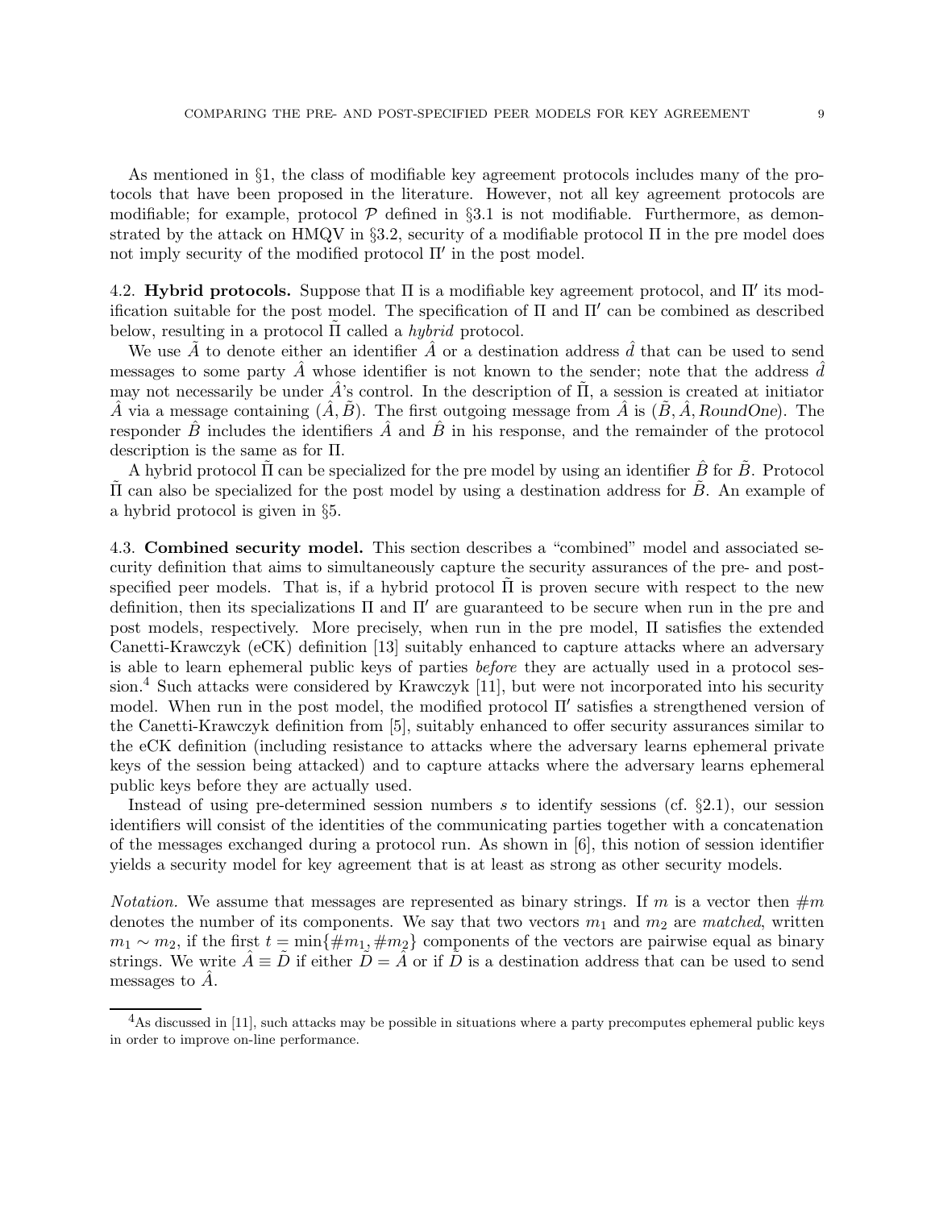As mentioned in §1, the class of modifiable key agreement protocols includes many of the protocols that have been proposed in the literature. However, not all key agreement protocols are modifiable; for example, protocol $\mathcal{P}$ defined in §3.1 is not modifiable. Furthermore, as demonstrated by the attack on HMQV in §3.2, security of a modifiable protocol $\Pi$ in the pre model does not imply security of the modified protocol $\Pi'$ in the post model.

4.2. **Hybrid protocols.** Suppose that $\Pi$ is a modifiable key agreement protocol, and $\Pi'$ its modification suitable for the post model. The specification of $\Pi$ and $\Pi'$ can be combined as described below, resulting in a protocol $\tilde{\Pi}$ called a *hybrid* protocol.

We use $\tilde{A}$ to denote either an identifier $\hat{A}$ or a destination address $\hat{d}$ that can be used to send messages to some party $\hat{A}$ whose identifier is not known to the sender; note that the address $\hat{d}$ may not necessarily be under $\hat{A}$'s control. In the description of $\tilde{\Pi}$, a session is created at initiator $\hat{A}$ via a message containing $(\hat{A}, \tilde{B})$. The first outgoing message from $\hat{A}$ is $(\tilde{B}, \hat{A}, \mathit{RoundOne})$. The responder $\hat{B}$ includes the identifiers $\hat{A}$ and $\hat{B}$ in his response, and the remainder of the protocol description is the same as for $\Pi$.

A hybrid protocol $\tilde{\Pi}$ can be specialized for the pre model by using an identifier $\hat{B}$ for $\tilde{B}$. Protocol $\tilde{\Pi}$ can also be specialized for the post model by using a destination address for $\tilde{B}$. An example of a hybrid protocol is given in §5.

4.3. **Combined security model.** This section describes a "combined" model and associated security definition that aims to simultaneously capture the security assurances of the pre- and post-specified peer models. That is, if a hybrid protocol $\tilde{\Pi}$ is proven secure with respect to the new definition, then its specializations $\Pi$ and $\Pi'$ are guaranteed to be secure when run in the pre and post models, respectively. More precisely, when run in the pre model, $\Pi$ satisfies the extended Canetti-Krawczyk (eCK) definition [13] suitably enhanced to capture attacks where an adversary is able to learn ephemeral public keys of parties *before* they are actually used in a protocol session.[4] Such attacks were considered by Krawczyk [11], but were not incorporated into his security model. When run in the post model, the modified protocol $\Pi'$ satisfies a strengthened version of the Canetti-Krawczyk definition from [5], suitably enhanced to offer security assurances similar to the eCK definition (including resistance to attacks where the adversary learns ephemeral private keys of the session being attacked) and to capture attacks where the adversary learns ephemeral public keys before they are actually used.

Instead of using pre-determined session numbers $s$ to identify sessions (cf. §2.1), our session identifiers will consist of the identities of the communicating parties together with a concatenation of the messages exchanged during a protocol run. As shown in [6], this notion of session identifier yields a security model for key agreement that is at least as strong as other security models.

*Notation.* We assume that messages are represented as binary strings. If $m$ is a vector then $\#m$ denotes the number of its components. We say that two vectors $m_1$ and $m_2$ are *matched*, written $m_1 \sim m_2$, if the first $t = \min\{\#m_1, \#m_2\}$ components of the vectors are pairwise equal as binary strings. We write $\hat{A} \equiv \tilde{D}$ if either $\tilde{D} = \hat{A}$ or if $\tilde{D}$ is a destination address that can be used to send messages to $\hat{A}$.

[4] As discussed in [11], such attacks may be possible in situations where a party precomputes ephemeral public keys in order to improve on-line performance.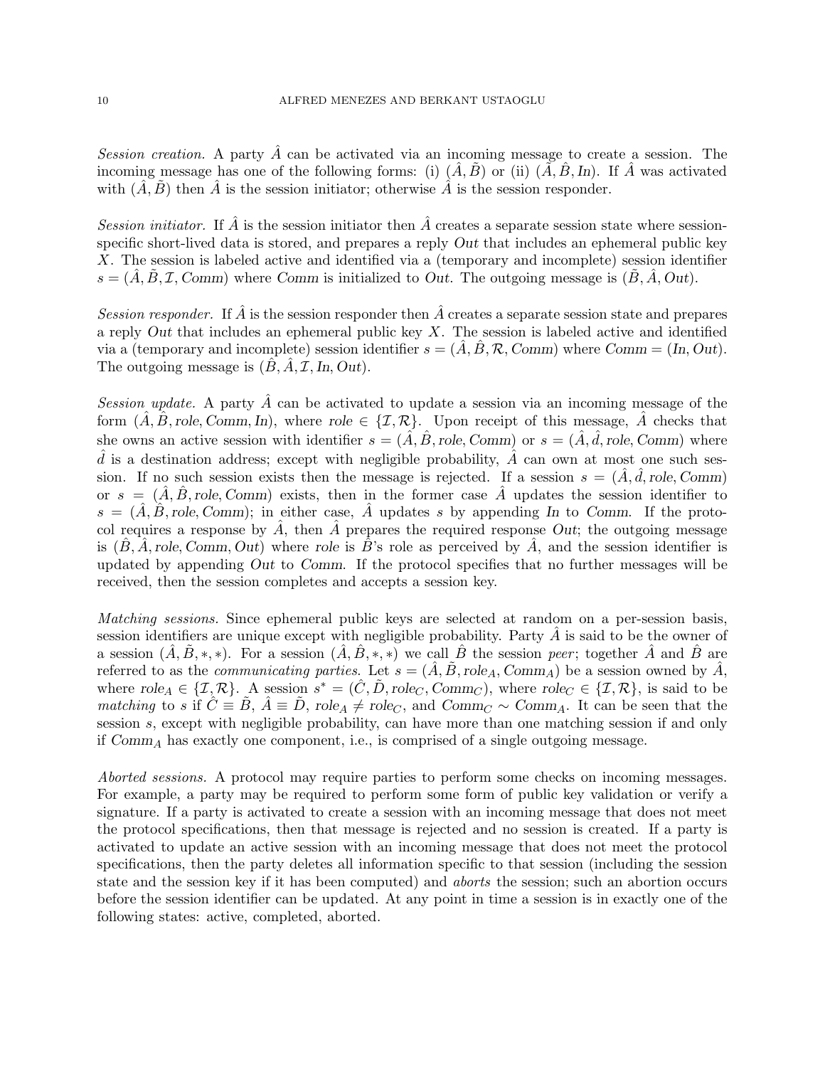*Session creation.* A party $\hat{A}$ can be activated via an incoming message to create a session. The incoming message has one of the following forms: (i) $(\hat{A}, \tilde{B})$ or (ii) $(\hat{A}, \hat{B}, \mathit{In})$. If $\hat{A}$ was activated with $(\hat{A}, \tilde{B})$ then $\hat{A}$ is the session initiator; otherwise $\hat{A}$ is the session responder.

*Session initiator.* If $\hat{A}$ is the session initiator then $\hat{A}$ creates a separate session state where session-specific short-lived data is stored, and prepares a reply $\mathit{Out}$ that includes an ephemeral public key $X$. The session is labeled active and identified via a (temporary and incomplete) session identifier $s = (\hat{A}, \tilde{B}, \mathcal{I}, \mathit{Comm})$ where $\mathit{Comm}$ is initialized to $\mathit{Out}$. The outgoing message is $(\tilde{B}, \hat{A}, \mathit{Out})$.

*Session responder.* If $\hat{A}$ is the session responder then $\hat{A}$ creates a separate session state and prepares a reply $\mathit{Out}$ that includes an ephemeral public key $X$. The session is labeled active and identified via a (temporary and incomplete) session identifier $s = (\hat{A}, \hat{B}, \mathcal{R}, \mathit{Comm})$ where $\mathit{Comm} = (\mathit{In}, \mathit{Out})$. The outgoing message is $(\hat{B}, \hat{A}, \mathcal{I}, \mathit{In}, \mathit{Out})$.

*Session update.* A party $\hat{A}$ can be activated to update a session via an incoming message of the form $(\hat{A}, \hat{B}, \mathit{role}, \mathit{Comm}, \mathit{In})$, where $\mathit{role} \in \{\mathcal{I}, \mathcal{R}\}$. Upon receipt of this message, $\hat{A}$ checks that she owns an active session with identifier $s = (\hat{A}, \hat{B}, \mathit{role}, \mathit{Comm})$ or $s = (\hat{A}, \hat{d}, \mathit{role}, \mathit{Comm})$ where $\hat{d}$ is a destination address; except with negligible probability, $\hat{A}$ can own at most one such session. If no such session exists then the message is rejected. If a session $s = (\hat{A}, \hat{d}, \mathit{role}, \mathit{Comm})$ or $s = (\hat{A}, \hat{B}, \mathit{role}, \mathit{Comm})$ exists, then in the former case $\hat{A}$ updates the session identifier to $s = (\hat{A}, \hat{B}, \mathit{role}, \mathit{Comm})$; in either case, $\hat{A}$ updates $s$ by appending $\mathit{In}$ to $\mathit{Comm}$. If the protocol requires a response by $\hat{A}$, then $\hat{A}$ prepares the required response $\mathit{Out}$; the outgoing message is $(\hat{B}, \hat{A}, \mathit{role}, \mathit{Comm}, \mathit{Out})$ where $\mathit{role}$ is $\hat{B}$'s role as perceived by $\hat{A}$, and the session identifier is updated by appending $\mathit{Out}$ to $\mathit{Comm}$. If the protocol specifies that no further messages will be received, then the session completes and accepts a session key.

*Matching sessions.* Since ephemeral public keys are selected at random on a per-session basis, session identifiers are unique except with negligible probability. Party $\hat{A}$ is said to be the owner of a session $(\hat{A}, \tilde{B}, *, *)$. For a session $(\hat{A}, \hat{B}, *, *)$ we call $\hat{B}$ the session *peer*; together $\hat{A}$ and $\hat{B}$ are referred to as the *communicating parties.* Let $s = (\hat{A}, \tilde{B}, \mathit{role}_A, \mathit{Comm}_A)$ be a session owned by $\hat{A}$, where $\mathit{role}_A \in \{\mathcal{I}, \mathcal{R}\}$. A session $s^* = (\hat{C}, \tilde{D}, \mathit{role}_C, \mathit{Comm}_C)$, where $\mathit{role}_C \in \{\mathcal{I}, \mathcal{R}\}$, is said to be *matching* to $s$ if $\hat{C} \equiv \tilde{B}$, $\hat{A} \equiv \tilde{D}$, $\mathit{role}_A \neq \mathit{role}_C$, and $\mathit{Comm}_C \sim \mathit{Comm}_A$. It can be seen that the session $s$, except with negligible probability, can have more than one matching session if and only if $\mathit{Comm}_A$ has exactly one component, i.e., is comprised of a single outgoing message.

*Aborted sessions.* A protocol may require parties to perform some checks on incoming messages. For example, a party may be required to perform some form of public key validation or verify a signature. If a party is activated to create a session with an incoming message that does not meet the protocol specifications, then that message is rejected and no session is created. If a party is activated to update an active session with an incoming message that does not meet the protocol specifications, then the party deletes all information specific to that session (including the session state and the session key if it has been computed) and *aborts* the session; such an abortion occurs before the session identifier can be updated. At any point in time a session is in exactly one of the following states: active, completed, aborted.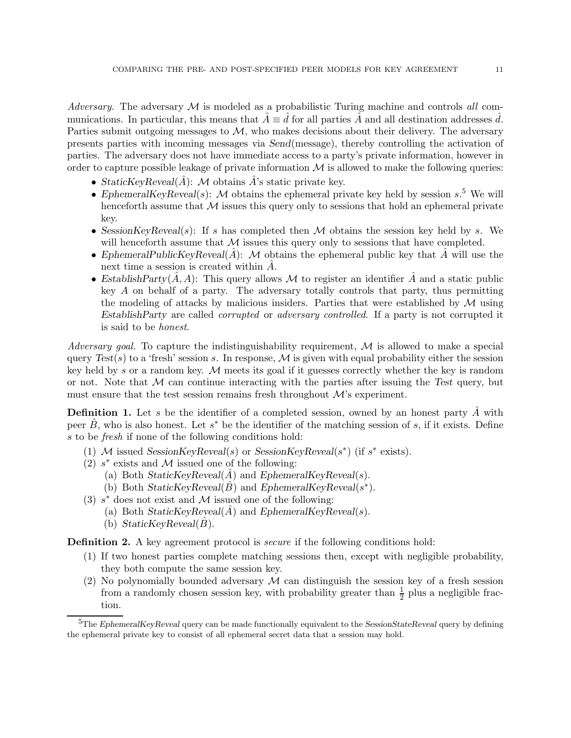*Adversary.* The adversary $\mathcal{M}$ is modeled as a probabilistic Turing machine and controls *all* communications. In particular, this means that $\hat{A} \equiv \hat{d}$ for all parties $\hat{A}$ and all destination addresses $\hat{d}$. Parties submit outgoing messages to $\mathcal{M}$, who makes decisions about their delivery. The adversary presents parties with incoming messages via *Send*(message), thereby controlling the activation of parties. The adversary does not have immediate access to a party's private information, however in order to capture possible leakage of private information $\mathcal{M}$ is allowed to make the following queries:

- *StaticKeyReveal*($\hat{A}$): $\mathcal{M}$ obtains $\hat{A}$'s static private key.
- *EphemeralKeyReveal*($s$): $\mathcal{M}$ obtains the ephemeral private key held by session $s$.[5] We will henceforth assume that $\mathcal{M}$ issues this query only to sessions that hold an ephemeral private key.
- *SessionKeyReveal*($s$): If $s$ has completed then $\mathcal{M}$ obtains the session key held by $s$. We will henceforth assume that $\mathcal{M}$ issues this query only to sessions that have completed.
- *EphemeralPublicKeyReveal*($\hat{A}$): $\mathcal{M}$ obtains the ephemeral public key that $\hat{A}$ will use the next time a session is created within $\hat{A}$.
- *EstablishParty*($\hat{A}, A$): This query allows $\mathcal{M}$ to register an identifier $\hat{A}$ and a static public key $A$ on behalf of a party. The adversary totally controls that party, thus permitting the modeling of attacks by malicious insiders. Parties that were established by $\mathcal{M}$ using *EstablishParty* are called *corrupted* or *adversary controlled*. If a party is not corrupted it is said to be *honest*.

*Adversary goal.* To capture the indistinguishability requirement, $\mathcal{M}$ is allowed to make a special query *Test*($s$) to a 'fresh' session $s$. In response, $\mathcal{M}$ is given with equal probability either the session key held by $s$ or a random key. $\mathcal{M}$ meets its goal if it guesses correctly whether the key is random or not. Note that $\mathcal{M}$ can continue interacting with the parties after issuing the *Test* query, but must ensure that the test session remains fresh throughout $\mathcal{M}$'s experiment.

**Definition 1.** Let $s$ be the identifier of a completed session, owned by an honest party $\hat{A}$ with peer $\hat{B}$, who is also honest. Let $s^*$ be the identifier of the matching session of $s$, if it exists. Define $s$ to be *fresh* if none of the following conditions hold:

(1) $\mathcal{M}$ issued *SessionKeyReveal*($s$) or *SessionKeyReveal*($s^*$) (if $s^*$ exists).
(2) $s^*$ exists and $\mathcal{M}$ issued one of the following:
  (a) Both *StaticKeyReveal*($\hat{A}$) and *EphemeralKeyReveal*($s$).
  (b) Both *StaticKeyReveal*($\hat{B}$) and *EphemeralKeyReveal*($s^*$).
(3) $s^*$ does not exist and $\mathcal{M}$ issued one of the following:
  (a) Both *StaticKeyReveal*($\hat{A}$) and *EphemeralKeyReveal*($s$).
  (b) *StaticKeyReveal*($\hat{B}$).

**Definition 2.** A key agreement protocol is *secure* if the following conditions hold:

(1) If two honest parties complete matching sessions then, except with negligible probability, they both compute the same session key.
(2) No polynomially bounded adversary $\mathcal{M}$ can distinguish the session key of a fresh session from a randomly chosen session key, with probability greater than $\frac{1}{2}$ plus a negligible fraction.

[5]The *EphemeralKeyReveal* query can be made functionally equivalent to the *SessionStateReveal* query by defining the ephemeral private key to consist of all ephemeral secret data that a session may hold.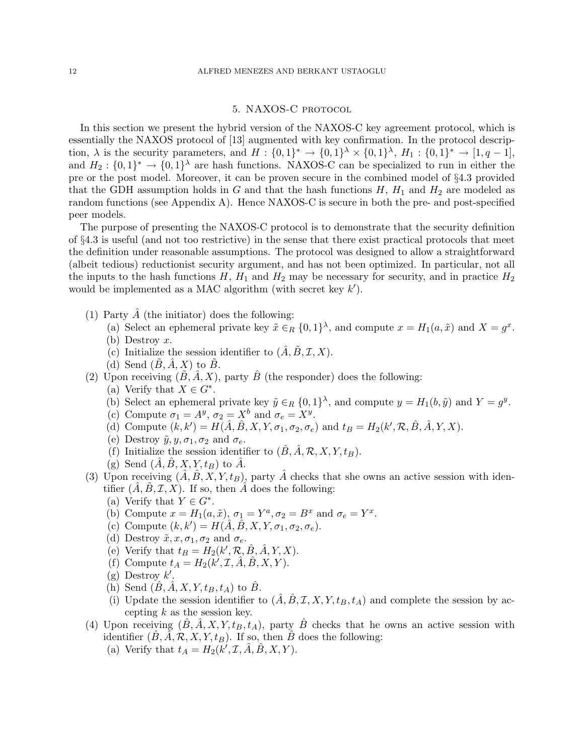## 5. NAXOS-C protocol

In this section we present the hybrid version of the NAXOS-C key agreement protocol, which is essentially the NAXOS protocol of [13] augmented with key confirmation. In the protocol description, $\lambda$ is the security parameters, and $H : \{0,1\}^* \rightarrow \{0,1\}^\lambda \times \{0,1\}^\lambda$, $H_1 : \{0,1\}^* \rightarrow [1, q-1]$, and $H_2 : \{0,1\}^* \rightarrow \{0,1\}^\lambda$ are hash functions. NAXOS-C can be specialized to run in either the pre or the post model. Moreover, it can be proven secure in the combined model of §4.3 provided that the GDH assumption holds in $G$ and that the hash functions $H$, $H_1$ and $H_2$ are modeled as random functions (see Appendix A). Hence NAXOS-C is secure in both the pre- and post-specified peer models.

The purpose of presenting the NAXOS-C protocol is to demonstrate that the security definition of §4.3 is useful (and not too restrictive) in the sense that there exist practical protocols that meet the definition under reasonable assumptions. The protocol was designed to allow a straightforward (albeit tedious) reductionist security argument, and has not been optimized. In particular, not all the inputs to the hash functions $H$, $H_1$ and $H_2$ may be necessary for security, and in practice $H_2$ would be implemented as a MAC algorithm (with secret key $k'$).

1. Party $\hat{A}$ (the initiator) does the following:
   - (a) Select an ephemeral private key $\tilde{x} \in_R \{0,1\}^\lambda$, and compute $x = H_1(a, \tilde{x})$ and $X = g^x$.
   - (b) Destroy $x$.
   - (c) Initialize the session identifier to $(\hat{A}, \tilde{B}, \mathcal{I}, X)$.
   - (d) Send $(\tilde{B}, \hat{A}, X)$ to $\tilde{B}$.
2. Upon receiving $(\tilde{B}, \hat{A}, X)$, party $\hat{B}$ (the responder) does the following:
   - (a) Verify that $X \in G^*$.
   - (b) Select an ephemeral private key $\tilde{y} \in_R \{0,1\}^\lambda$, and compute $y = H_1(b, \tilde{y})$ and $Y = g^y$.
   - (c) Compute $\sigma_1 = A^y$, $\sigma_2 = X^b$ and $\sigma_e = X^y$.
   - (d) Compute $(k, k') = H(\hat{A}, \hat{B}, X, Y, \sigma_1, \sigma_2, \sigma_e)$ and $t_B = H_2(k', \mathcal{R}, \hat{B}, \hat{A}, Y, X)$.
   - (e) Destroy $\tilde{y}, y, \sigma_1, \sigma_2$ and $\sigma_e$.
   - (f) Initialize the session identifier to $(\hat{B}, \hat{A}, \mathcal{R}, X, Y, t_B)$.
   - (g) Send $(\hat{A}, \hat{B}, X, Y, t_B)$ to $\hat{A}$.
3. Upon receiving $(\hat{A}, \hat{B}, X, Y, t_B)$, party $\hat{A}$ checks that she owns an active session with identifier $(\hat{A}, \tilde{B}, \mathcal{I}, X)$. If so, then $\hat{A}$ does the following:
   - (a) Verify that $Y \in G^*$.
   - (b) Compute $x = H_1(a, \tilde{x})$, $\sigma_1 = Y^a$, $\sigma_2 = B^x$ and $\sigma_e = Y^x$.
   - (c) Compute $(k, k') = H(\hat{A}, \hat{B}, X, Y, \sigma_1, \sigma_2, \sigma_e)$.
   - (d) Destroy $\tilde{x}, x, \sigma_1, \sigma_2$ and $\sigma_e$.
   - (e) Verify that $t_B = H_2(k', \mathcal{R}, \hat{B}, \hat{A}, Y, X)$.
   - (f) Compute $t_A = H_2(k', \mathcal{I}, \hat{A}, \hat{B}, X, Y)$.
   - (g) Destroy $k'$.
   - (h) Send $(\hat{B}, \hat{A}, X, Y, t_B, t_A)$ to $\hat{B}$.
   - (i) Update the session identifier to $(\hat{A}, \hat{B}, \mathcal{I}, X, Y, t_B, t_A)$ and complete the session by accepting $k$ as the session key.
4. Upon receiving $(\hat{B}, \hat{A}, X, Y, t_B, t_A)$, party $\hat{B}$ checks that he owns an active session with identifier $(\hat{B}, \hat{A}, \mathcal{R}, X, Y, t_B)$. If so, then $\hat{B}$ does the following:
   - (a) Verify that $t_A = H_2(k', \mathcal{I}, \hat{A}, \hat{B}, X, Y)$.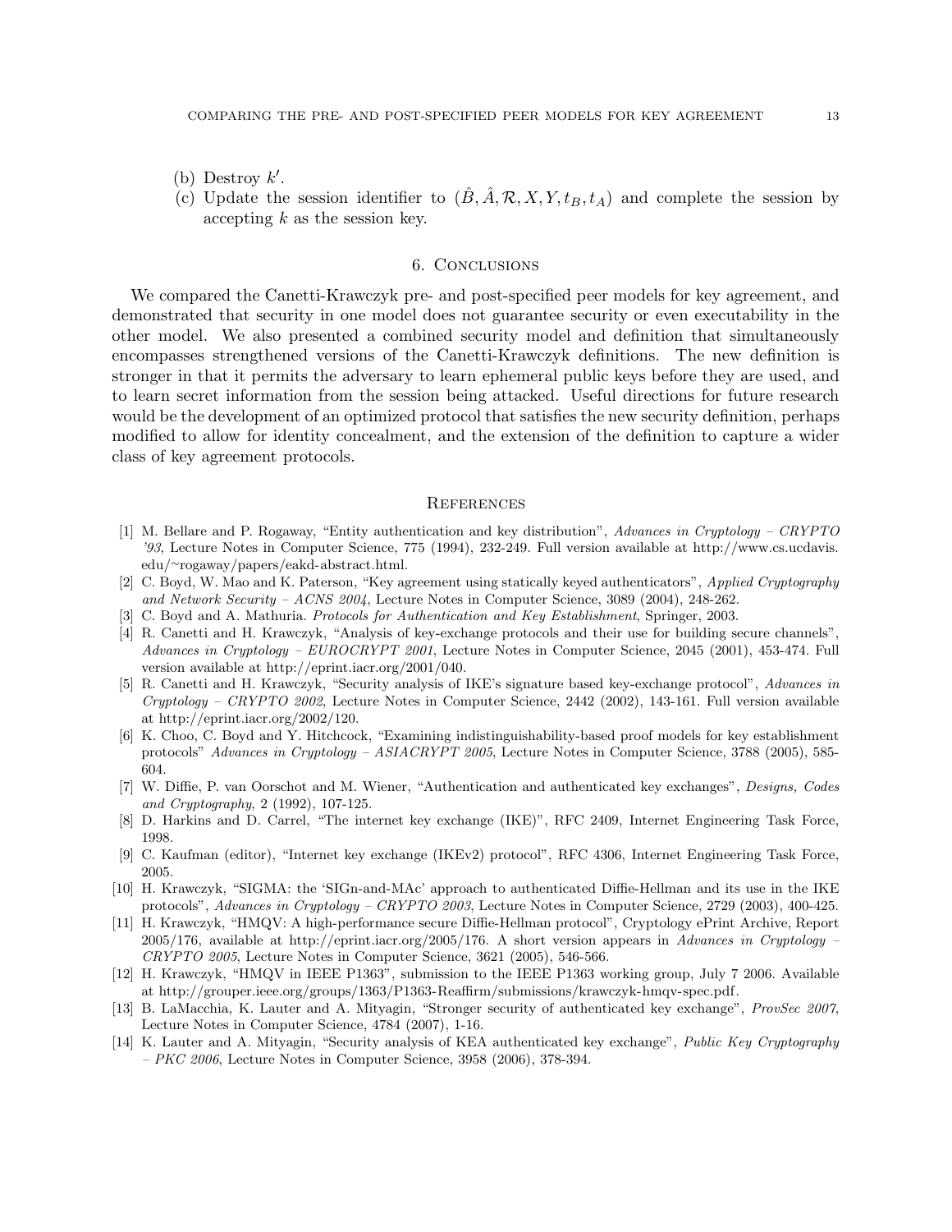(b) Destroy $k'$.

(c) Update the session identifier to $(\hat{B}, \hat{A}, \mathcal{R}, X, Y, t_B, t_A)$ and complete the session by accepting $k$ as the session key.

## 6. Conclusions

We compared the Canetti-Krawczyk pre- and post-specified peer models for key agreement, and demonstrated that security in one model does not guarantee security or even executability in the other model. We also presented a combined security model and definition that simultaneously encompasses strengthened versions of the Canetti-Krawczyk definitions. The new definition is stronger in that it permits the adversary to learn ephemeral public keys before they are used, and to learn secret information from the session being attacked. Useful directions for future research would be the development of an optimized protocol that satisfies the new security definition, perhaps modified to allow for identity concealment, and the extension of the definition to capture a wider class of key agreement protocols.

## References

[1] M. Bellare and P. Rogaway, "Entity authentication and key distribution", *Advances in Cryptology – CRYPTO '93*, Lecture Notes in Computer Science, 775 (1994), 232-249. Full version available at http://www.cs.ucdavis.edu/~rogaway/papers/eakd-abstract.html.

[2] C. Boyd, W. Mao and K. Paterson, "Key agreement using statically keyed authenticators", *Applied Cryptography and Network Security – ACNS 2004*, Lecture Notes in Computer Science, 3089 (2004), 248-262.

[3] C. Boyd and A. Mathuria. *Protocols for Authentication and Key Establishment*, Springer, 2003.

[4] R. Canetti and H. Krawczyk, "Analysis of key-exchange protocols and their use for building secure channels", *Advances in Cryptology – EUROCRYPT 2001*, Lecture Notes in Computer Science, 2045 (2001), 453-474. Full version available at http://eprint.iacr.org/2001/040.

[5] R. Canetti and H. Krawczyk, "Security analysis of IKE's signature based key-exchange protocol", *Advances in Cryptology – CRYPTO 2002*, Lecture Notes in Computer Science, 2442 (2002), 143-161. Full version available at http://eprint.iacr.org/2002/120.

[6] K. Choo, C. Boyd and Y. Hitchcock, "Examining indistinguishability-based proof models for key establishment protocols" *Advances in Cryptology – ASIACRYPT 2005*, Lecture Notes in Computer Science, 3788 (2005), 585-604.

[7] W. Diffie, P. van Oorschot and M. Wiener, "Authentication and authenticated key exchanges", *Designs, Codes and Cryptography*, 2 (1992), 107-125.

[8] D. Harkins and D. Carrel, "The internet key exchange (IKE)", RFC 2409, Internet Engineering Task Force, 1998.

[9] C. Kaufman (editor), "Internet key exchange (IKEv2) protocol", RFC 4306, Internet Engineering Task Force, 2005.

[10] H. Krawczyk, "SIGMA: the 'SIGn-and-MAc' approach to authenticated Diffie-Hellman and its use in the IKE protocols", *Advances in Cryptology – CRYPTO 2003*, Lecture Notes in Computer Science, 2729 (2003), 400-425.

[11] H. Krawczyk, "HMQV: A high-performance secure Diffie-Hellman protocol", Cryptology ePrint Archive, Report 2005/176, available at http://eprint.iacr.org/2005/176. A short version appears in *Advances in Cryptology – CRYPTO 2005*, Lecture Notes in Computer Science, 3621 (2005), 546-566.

[12] H. Krawczyk, "HMQV in IEEE P1363", submission to the IEEE P1363 working group, July 7 2006. Available at http://grouper.ieee.org/groups/1363/P1363-Reaffirm/submissions/krawczyk-hmqv-spec.pdf.

[13] B. LaMacchia, K. Lauter and A. Mityagin, "Stronger security of authenticated key exchange", *ProvSec 2007*, Lecture Notes in Computer Science, 4784 (2007), 1-16.

[14] K. Lauter and A. Mityagin, "Security analysis of KEA authenticated key exchange", *Public Key Cryptography – PKC 2006*, Lecture Notes in Computer Science, 3958 (2006), 378-394.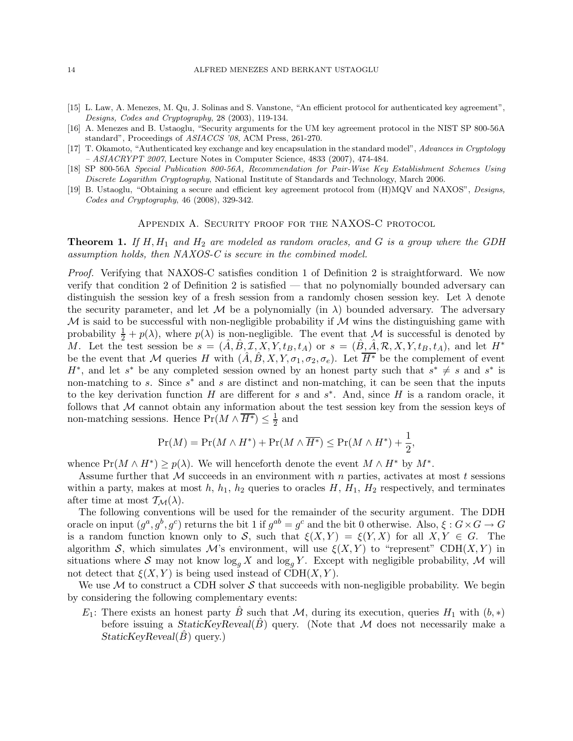[15] L. Law, A. Menezes, M. Qu, J. Solinas and S. Vanstone, "An efficient protocol for authenticated key agreement", *Designs, Codes and Cryptography*, 28 (2003), 119-134.

[16] A. Menezes and B. Ustaoglu, "Security arguments for the UM key agreement protocol in the NIST SP 800-56A standard", Proceedings of *ASIACCS '08*, ACM Press, 261-270.

[17] T. Okamoto, "Authenticated key exchange and key encapsulation in the standard model", *Advances in Cryptology – ASIACRYPT 2007*, Lecture Notes in Computer Science, 4833 (2007), 474-484.

[18] SP 800-56A *Special Publication 800-56A, Recommendation for Pair-Wise Key Establishment Schemes Using Discrete Logarithm Cryptography*, National Institute of Standards and Technology, March 2006.

[19] B. Ustaoglu, "Obtaining a secure and efficient key agreement protocol from (H)MQV and NAXOS", *Designs, Codes and Cryptography*, 46 (2008), 329-342.

## Appendix A. Security proof for the NAXOS-C protocol

**Theorem 1.** *If $H, H_1$ and $H_2$ are modeled as random oracles, and $G$ is a group where the GDH assumption holds, then NAXOS-C is secure in the combined model.*

*Proof.* Verifying that NAXOS-C satisfies condition 1 of Definition 2 is straightforward. We now verify that condition 2 of Definition 2 is satisfied — that no polynomially bounded adversary can distinguish the session key of a fresh session from a randomly chosen session key. Let $\lambda$ denote the security parameter, and let $\mathcal{M}$ be a polynomially (in $\lambda$) bounded adversary. The adversary $\mathcal{M}$ is said to be successful with non-negligible probability if $\mathcal{M}$ wins the distinguishing game with probability $\frac{1}{2} + p(\lambda)$, where $p(\lambda)$ is non-negligible. The event that $\mathcal{M}$ is successful is denoted by $M$. Let the test session be $s = (\hat{A}, \hat{B}, \mathcal{I}, X, Y, t_B, t_A)$ or $s = (\hat{B}, \hat{A}, \mathcal{R}, X, Y, t_B, t_A)$, and let $H^*$ be the event that $\mathcal{M}$ queries $H$ with $(\hat{A}, \hat{B}, X, Y, \sigma_1, \sigma_2, \sigma_e)$. Let $\overline{H^*}$ be the complement of event $H^*$, and let $s^*$ be any completed session owned by an honest party such that $s^* \neq s$ and $s^*$ is non-matching to $s$. Since $s^*$ and $s$ are distinct and non-matching, it can be seen that the inputs to the key derivation function $H$ are different for $s$ and $s^*$. And, since $H$ is a random oracle, it follows that $\mathcal{M}$ cannot obtain any information about the test session key from the session keys of non-matching sessions. Hence $\Pr(M \wedge \overline{H^*}) \leq \frac{1}{2}$ and

$$\Pr(M) = \Pr(M \wedge H^*) + \Pr(M \wedge \overline{H^*}) \leq \Pr(M \wedge H^*) + \frac{1}{2},$$

whence $\Pr(M \wedge H^*) \geq p(\lambda)$. We will henceforth denote the event $M \wedge H^*$ by $M^*$.

Assume further that $\mathcal{M}$ succeeds in an environment with $n$ parties, activates at most $t$ sessions within a party, makes at most $h$, $h_1$, $h_2$ queries to oracles $H$, $H_1$, $H_2$ respectively, and terminates after time at most $\mathcal{T}_{\mathcal{M}}(\lambda)$.

The following conventions will be used for the remainder of the security argument. The DDH oracle on input $(g^a, g^b, g^c)$ returns the bit 1 if $g^{ab} = g^c$ and the bit 0 otherwise. Also, $\xi : G \times G \to G$ is a random function known only to $\mathcal{S}$, such that $\xi(X, Y) = \xi(Y, X)$ for all $X, Y \in G$. The algorithm $\mathcal{S}$, which simulates $\mathcal{M}$'s environment, will use $\xi(X, Y)$ to "represent" $\text{CDH}(X, Y)$ in situations where $\mathcal{S}$ may not know $\log_g X$ and $\log_g Y$. Except with negligible probability, $\mathcal{M}$ will not detect that $\xi(X, Y)$ is being used instead of $\text{CDH}(X, Y)$.

We use $\mathcal{M}$ to construct a CDH solver $\mathcal{S}$ that succeeds with non-negligible probability. We begin by considering the following complementary events:

$E_1$: There exists an honest party $\hat{B}$ such that $\mathcal{M}$, during its execution, queries $H_1$ with $(b, *)$ before issuing a *StaticKeyReveal*$(\hat{B})$ query. (Note that $\mathcal{M}$ does not necessarily make a *StaticKeyReveal*$(\hat{B})$ query.)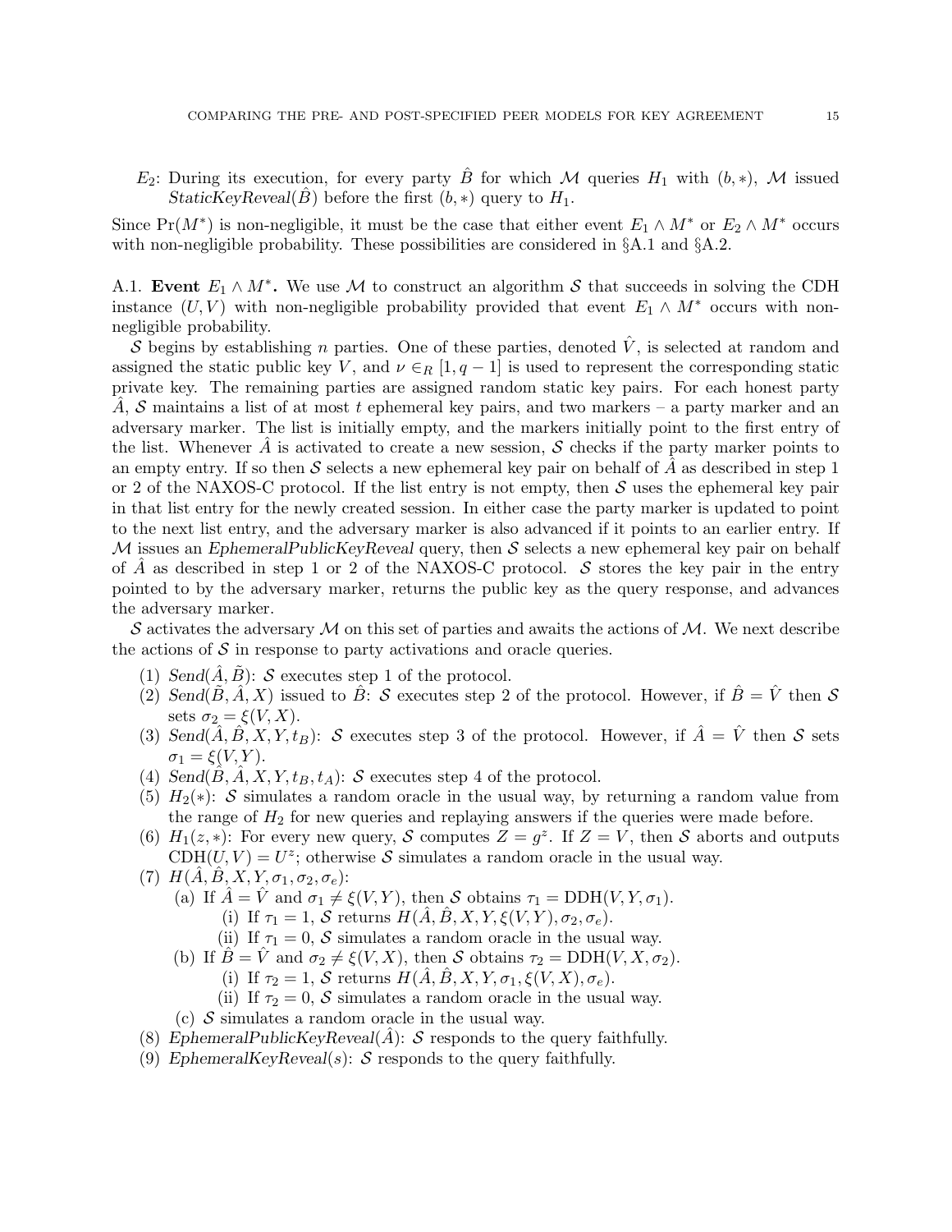$E_2$: During its execution, for every party $\hat{B}$ for which $\mathcal{M}$ queries $H_1$ with $(b, *)$, $\mathcal{M}$ issued *StaticKeyReveal*$(\hat{B})$ before the first $(b, *)$ query to $H_1$.

Since $\Pr(M^*)$ is non-negligible, it must be the case that either event $E_1 \wedge M^*$ or $E_2 \wedge M^*$ occurs with non-negligible probability. These possibilities are considered in §A.1 and §A.2.

A.1. **Event $E_1 \wedge M^*$.** We use $\mathcal{M}$ to construct an algorithm $\mathcal{S}$ that succeeds in solving the CDH instance $(U, V)$ with non-negligible probability provided that event $E_1 \wedge M^*$ occurs with non-negligible probability.

$\mathcal{S}$ begins by establishing $n$ parties. One of these parties, denoted $\hat{V}$, is selected at random and assigned the static public key $V$, and $\nu \in_R [1, q-1]$ is used to represent the corresponding static private key. The remaining parties are assigned random static key pairs. For each honest party $\hat{A}$, $\mathcal{S}$ maintains a list of at most $t$ ephemeral key pairs, and two markers – a party marker and an adversary marker. The list is initially empty, and the markers initially point to the first entry of the list. Whenever $\hat{A}$ is activated to create a new session, $\mathcal{S}$ checks if the party marker points to an empty entry. If so then $\mathcal{S}$ selects a new ephemeral key pair on behalf of $\hat{A}$ as described in step 1 or 2 of the NAXOS-C protocol. If the list entry is not empty, then $\mathcal{S}$ uses the ephemeral key pair in that list entry for the newly created session. In either case the party marker is updated to point to the next list entry, and the adversary marker is also advanced if it points to an earlier entry. If $\mathcal{M}$ issues an *EphemeralPublicKeyReveal* query, then $\mathcal{S}$ selects a new ephemeral key pair on behalf of $\hat{A}$ as described in step 1 or 2 of the NAXOS-C protocol. $\mathcal{S}$ stores the key pair in the entry pointed to by the adversary marker, returns the public key as the query response, and advances the adversary marker.

$\mathcal{S}$ activates the adversary $\mathcal{M}$ on this set of parties and awaits the actions of $\mathcal{M}$. We next describe the actions of $\mathcal{S}$ in response to party activations and oracle queries.

1. *Send*$(\hat{A}, \tilde{B})$: $\mathcal{S}$ executes step 1 of the protocol.
2. *Send*$(\hat{B}, \hat{A}, X)$ issued to $\hat{B}$: $\mathcal{S}$ executes step 2 of the protocol. However, if $\hat{B} = \hat{V}$ then $\mathcal{S}$ sets $\sigma_2 = \xi(V, X)$.
3. *Send*$(\hat{A}, \hat{B}, X, Y, t_B)$: $\mathcal{S}$ executes step 3 of the protocol. However, if $\hat{A} = \hat{V}$ then $\mathcal{S}$ sets $\sigma_1 = \xi(V, Y)$.
4. *Send*$(\hat{B}, \hat{A}, X, Y, t_B, t_A)$: $\mathcal{S}$ executes step 4 of the protocol.
5. $H_2(*)$: $\mathcal{S}$ simulates a random oracle in the usual way, by returning a random value from the range of $H_2$ for new queries and replaying answers if the queries were made before.
6. $H_1(z, *)$: For every new query, $\mathcal{S}$ computes $Z = g^z$. If $Z = V$, then $\mathcal{S}$ aborts and outputs $\text{CDH}(U, V) = U^z$; otherwise $\mathcal{S}$ simulates a random oracle in the usual way.
7. $H(\hat{A}, \hat{B}, X, Y, \sigma_1, \sigma_2, \sigma_e)$:
   (a) If $\hat{A} = \hat{V}$ and $\sigma_1 \neq \xi(V, Y)$, then $\mathcal{S}$ obtains $\tau_1 = \text{DDH}(V, Y, \sigma_1)$.
      (i) If $\tau_1 = 1$, $\mathcal{S}$ returns $H(\hat{A}, \hat{B}, X, Y, \xi(V, Y), \sigma_2, \sigma_e)$.
      (ii) If $\tau_1 = 0$, $\mathcal{S}$ simulates a random oracle in the usual way.
   (b) If $\hat{B} = \hat{V}$ and $\sigma_2 \neq \xi(V, X)$, then $\mathcal{S}$ obtains $\tau_2 = \text{DDH}(V, X, \sigma_2)$.
      (i) If $\tau_2 = 1$, $\mathcal{S}$ returns $H(\hat{A}, \hat{B}, X, Y, \sigma_1, \xi(V, X), \sigma_e)$.
      (ii) If $\tau_2 = 0$, $\mathcal{S}$ simulates a random oracle in the usual way.
   (c) $\mathcal{S}$ simulates a random oracle in the usual way.
8. *EphemeralPublicKeyReveal*$(\hat{A})$: $\mathcal{S}$ responds to the query faithfully.
9. *EphemeralKeyReveal*$(s)$: $\mathcal{S}$ responds to the query faithfully.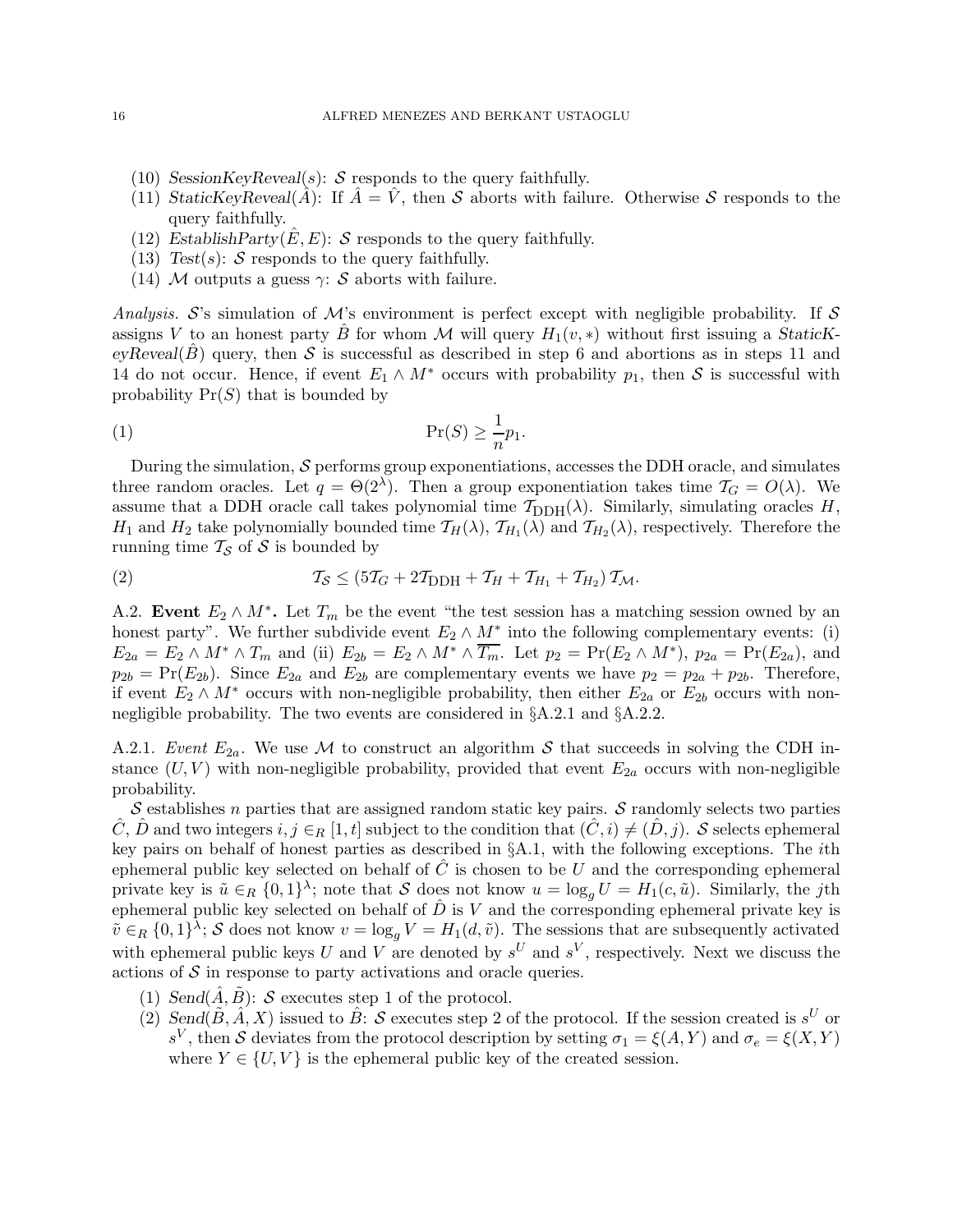(10) *SessionKeyReveal*$(s)$: $\mathcal{S}$ responds to the query faithfully.
(11) *StaticKeyReveal*$(\hat{A})$: If $\hat{A} = \hat{V}$, then $\mathcal{S}$ aborts with failure. Otherwise $\mathcal{S}$ responds to the query faithfully.
(12) *EstablishParty*$(\hat{E}, E)$: $\mathcal{S}$ responds to the query faithfully.
(13) *Test*$(s)$: $\mathcal{S}$ responds to the query faithfully.
(14) $\mathcal{M}$ outputs a guess $\gamma$: $\mathcal{S}$ aborts with failure.

*Analysis.* $\mathcal{S}$'s simulation of $\mathcal{M}$'s environment is perfect except with negligible probability. If $\mathcal{S}$ assigns $V$ to an honest party $\hat{B}$ for whom $\mathcal{M}$ will query $H_1(v, *)$ without first issuing a *StaticKeyReveal*$(\hat{B})$ query, then $\mathcal{S}$ is successful as described in step 6 and abortions as in steps 11 and 14 do not occur. Hence, if event $E_1 \wedge M^*$ occurs with probability $p_1$, then $\mathcal{S}$ is successful with probability $\Pr(S)$ that is bounded by

$$\Pr(S) \geq \frac{1}{n} p_1. \tag{1}$$

During the simulation, $\mathcal{S}$ performs group exponentiations, accesses the DDH oracle, and simulates three random oracles. Let $q = \Theta(2^\lambda)$. Then a group exponentiation takes time $\mathcal{T}_G = O(\lambda)$. We assume that a DDH oracle call takes polynomial time $\mathcal{T}_{\text{DDH}}(\lambda)$. Similarly, simulating oracles $H$, $H_1$ and $H_2$ take polynomially bounded time $\mathcal{T}_H(\lambda)$, $\mathcal{T}_{H_1}(\lambda)$ and $\mathcal{T}_{H_2}(\lambda)$, respectively. Therefore the running time $\mathcal{T}_\mathcal{S}$ of $\mathcal{S}$ is bounded by

$$\mathcal{T}_\mathcal{S} \leq (5\mathcal{T}_G + 2\mathcal{T}_{\text{DDH}} + \mathcal{T}_H + \mathcal{T}_{H_1} + \mathcal{T}_{H_2})\, \mathcal{T}_\mathcal{M}. \tag{2}$$

A.2. **Event $E_2 \wedge M^*$.** Let $T_m$ be the event "the test session has a matching session owned by an honest party". We further subdivide event $E_2 \wedge M^*$ into the following complementary events: (i) $E_{2a} = E_2 \wedge M^* \wedge T_m$ and (ii) $E_{2b} = E_2 \wedge M^* \wedge \overline{T_m}$. Let $p_2 = \Pr(E_2 \wedge M^*)$, $p_{2a} = \Pr(E_{2a})$, and $p_{2b} = \Pr(E_{2b})$. Since $E_{2a}$ and $E_{2b}$ are complementary events we have $p_2 = p_{2a} + p_{2b}$. Therefore, if event $E_2 \wedge M^*$ occurs with non-negligible probability, then either $E_{2a}$ or $E_{2b}$ occurs with non-negligible probability. The two events are considered in §A.2.1 and §A.2.2.

A.2.1. *Event $E_{2a}$.* We use $\mathcal{M}$ to construct an algorithm $\mathcal{S}$ that succeeds in solving the CDH instance $(U, V)$ with non-negligible probability, provided that event $E_{2a}$ occurs with non-negligible probability.

$\mathcal{S}$ establishes $n$ parties that are assigned random static key pairs. $\mathcal{S}$ randomly selects two parties $\hat{C}$, $\hat{D}$ and two integers $i, j \in_R [1, t]$ subject to the condition that $(\hat{C}, i) \neq (\hat{D}, j)$. $\mathcal{S}$ selects ephemeral key pairs on behalf of honest parties as described in §A.1, with the following exceptions. The $i$th ephemeral public key selected on behalf of $\hat{C}$ is chosen to be $U$ and the corresponding ephemeral private key is $\tilde{u} \in_R \{0,1\}^\lambda$; note that $\mathcal{S}$ does not know $u = \log_g U = H_1(c, \tilde{u})$. Similarly, the $j$th ephemeral public key selected on behalf of $\hat{D}$ is $V$ and the corresponding ephemeral private key is $\tilde{v} \in_R \{0,1\}^\lambda$; $\mathcal{S}$ does not know $v = \log_g V = H_1(d, \tilde{v})$. The sessions that are subsequently activated with ephemeral public keys $U$ and $V$ are denoted by $s^U$ and $s^V$, respectively. Next we discuss the actions of $\mathcal{S}$ in response to party activations and oracle queries.

(1) *Send*$(\hat{A}, \tilde{B})$: $\mathcal{S}$ executes step 1 of the protocol.
(2) *Send*$(\tilde{B}, \hat{A}, X)$ issued to $\hat{B}$: $\mathcal{S}$ executes step 2 of the protocol. If the session created is $s^U$ or $s^V$, then $\mathcal{S}$ deviates from the protocol description by setting $\sigma_1 = \xi(A, Y)$ and $\sigma_e = \xi(X, Y)$ where $Y \in \{U, V\}$ is the ephemeral public key of the created session.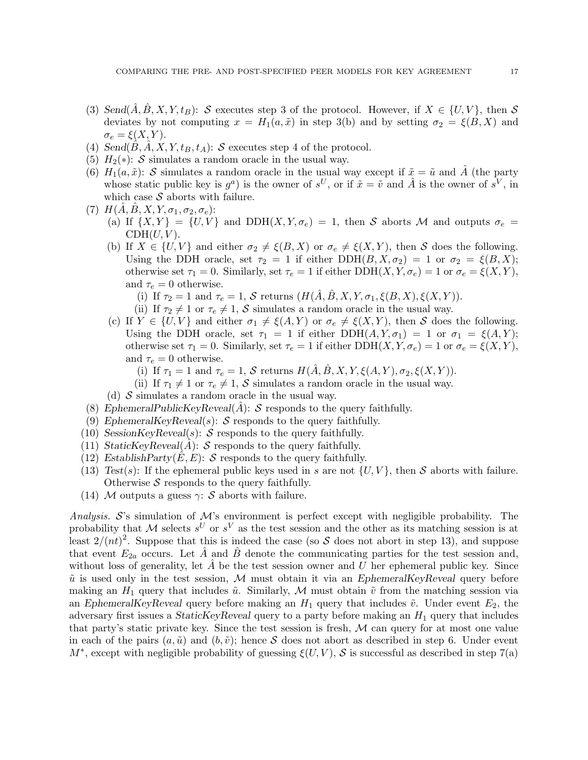(3) *Send*($\hat{A}, \hat{B}, X, Y, t_B$): $\mathcal{S}$ executes step 3 of the protocol. However, if $X \in \{U, V\}$, then $\mathcal{S}$ deviates by not computing $x = H_1(a, \tilde{x})$ in step 3(b) and by setting $\sigma_2 = \xi(B, X)$ and $\sigma_e = \xi(X, Y)$.

(4) *Send*($\hat{B}, \hat{A}, X, Y, t_B, t_A$): $\mathcal{S}$ executes step 4 of the protocol.

(5) $H_2(*)$: $\mathcal{S}$ simulates a random oracle in the usual way.

(6) $H_1(a, \tilde{x})$: $\mathcal{S}$ simulates a random oracle in the usual way except if $\tilde{x} = \tilde{u}$ and $\hat{A}$ (the party whose static public key is $g^a$) is the owner of $s^U$, or if $\tilde{x} = \tilde{v}$ and $\hat{A}$ is the owner of $s^V$, in which case $\mathcal{S}$ aborts with failure.

(7) $H(\hat{A}, \hat{B}, X, Y, \sigma_1, \sigma_2, \sigma_e)$:
   (a) If $\{X, Y\} = \{U, V\}$ and $\text{DDH}(X, Y, \sigma_e) = 1$, then $\mathcal{S}$ aborts $\mathcal{M}$ and outputs $\sigma_e = \text{CDH}(U, V)$.
   (b) If $X \in \{U, V\}$ and either $\sigma_2 \neq \xi(B, X)$ or $\sigma_e \neq \xi(X, Y)$, then $\mathcal{S}$ does the following. Using the DDH oracle, set $\tau_2 = 1$ if either $\text{DDH}(B, X, \sigma_2) = 1$ or $\sigma_2 = \xi(B, X)$; otherwise set $\tau_1 = 0$. Similarly, set $\tau_e = 1$ if either $\text{DDH}(X, Y, \sigma_e) = 1$ or $\sigma_e = \xi(X, Y)$, and $\tau_e = 0$ otherwise.
      (i) If $\tau_2 = 1$ and $\tau_e = 1$, $\mathcal{S}$ returns $(H(\hat{A}, \hat{B}, X, Y, \sigma_1, \xi(B, X), \xi(X, Y))$.
      (ii) If $\tau_2 \neq 1$ or $\tau_e \neq 1$, $\mathcal{S}$ simulates a random oracle in the usual way.
   (c) If $Y \in \{U, V\}$ and either $\sigma_1 \neq \xi(A, Y)$ or $\sigma_e \neq \xi(X, Y)$, then $\mathcal{S}$ does the following. Using the DDH oracle, set $\tau_1 = 1$ if either $\text{DDH}(A, Y, \sigma_1) = 1$ or $\sigma_1 = \xi(A, Y)$; otherwise set $\tau_1 = 0$. Similarly, set $\tau_e = 1$ if either $\text{DDH}(X, Y, \sigma_e) = 1$ or $\sigma_e = \xi(X, Y)$, and $\tau_e = 0$ otherwise.
      (i) If $\tau_1 = 1$ and $\tau_e = 1$, $\mathcal{S}$ returns $H(\hat{A}, \hat{B}, X, Y, \xi(A, Y), \sigma_2, \xi(X, Y))$.
      (ii) If $\tau_1 \neq 1$ or $\tau_e \neq 1$, $\mathcal{S}$ simulates a random oracle in the usual way.
   (d) $\mathcal{S}$ simulates a random oracle in the usual way.

(8) *EphemeralPublicKeyReveal*($\hat{A}$): $\mathcal{S}$ responds to the query faithfully.

(9) *EphemeralKeyReveal*($s$): $\mathcal{S}$ responds to the query faithfully.

(10) *SessionKeyReveal*($s$): $\mathcal{S}$ responds to the query faithfully.

(11) *StaticKeyReveal*($\hat{A}$): $\mathcal{S}$ responds to the query faithfully.

(12) *EstablishParty*($\hat{E}, E$): $\mathcal{S}$ responds to the query faithfully.

(13) *Test*($s$): If the ephemeral public keys used in $s$ are not $\{U, V\}$, then $\mathcal{S}$ aborts with failure. Otherwise $\mathcal{S}$ responds to the query faithfully.

(14) $\mathcal{M}$ outputs a guess $\gamma$: $\mathcal{S}$ aborts with failure.

*Analysis.* $\mathcal{S}$'s simulation of $\mathcal{M}$'s environment is perfect except with negligible probability. The probability that $\mathcal{M}$ selects $s^U$ or $s^V$ as the test session and the other as its matching session is at least $2/(nt)^2$. Suppose that this is indeed the case (so $\mathcal{S}$ does not abort in step 13), and suppose that event $E_{2a}$ occurs. Let $\hat{A}$ and $\hat{B}$ denote the communicating parties for the test session and, without loss of generality, let $\hat{A}$ be the test session owner and $U$ her ephemeral public key. Since $\tilde{u}$ is used only in the test session, $\mathcal{M}$ must obtain it via an *EphemeralKeyReveal* query before making an $H_1$ query that includes $\tilde{u}$. Similarly, $\mathcal{M}$ must obtain $\tilde{v}$ from the matching session via an *EphemeralKeyReveal* query before making an $H_1$ query that includes $\tilde{v}$. Under event $E_2$, the adversary first issues a *StaticKeyReveal* query to a party before making an $H_1$ query that includes that party's static private key. Since the test session is fresh, $\mathcal{M}$ can query for at most one value in each of the pairs $(a, \tilde{u})$ and $(b, \tilde{v})$; hence $\mathcal{S}$ does not abort as described in step 6. Under event $M^*$, except with negligible probability of guessing $\xi(U, V)$, $\mathcal{S}$ is successful as described in step 7(a)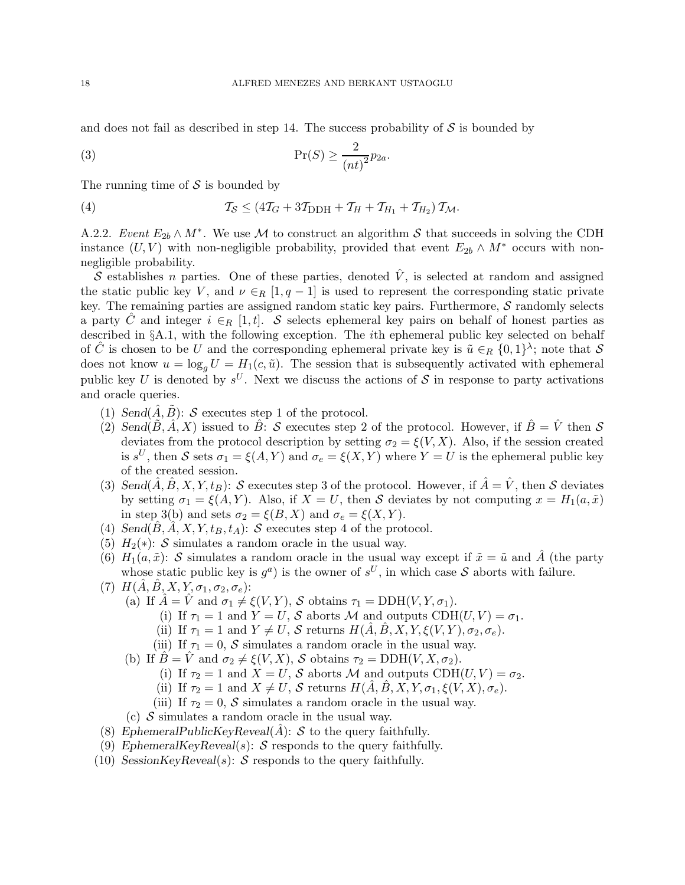and does not fail as described in step 14. The success probability of $\mathcal{S}$ is bounded by

$$\Pr(S) \geq \frac{2}{(nt)^2} p_{2a}. \tag{3}$$

The running time of $\mathcal{S}$ is bounded by

$$\mathcal{T}_{\mathcal{S}} \leq (4\mathcal{T}_G + 3\mathcal{T}_{\text{DDH}} + \mathcal{T}_H + \mathcal{T}_{H_1} + \mathcal{T}_{H_2})\, \mathcal{T}_{\mathcal{M}}. \tag{4}$$

A.2.2. *Event $E_{2b} \wedge M^*$.* We use $\mathcal{M}$ to construct an algorithm $\mathcal{S}$ that succeeds in solving the CDH instance $(U, V)$ with non-negligible probability, provided that event $E_{2b} \wedge M^*$ occurs with non-negligible probability.

$\mathcal{S}$ establishes $n$ parties. One of these parties, denoted $\hat{V}$, is selected at random and assigned the static public key $V$, and $\nu \in_R [1, q-1]$ is used to represent the corresponding static private key. The remaining parties are assigned random static key pairs. Furthermore, $\mathcal{S}$ randomly selects a party $\hat{C}$ and integer $i \in_R [1, t]$. $\mathcal{S}$ selects ephemeral key pairs on behalf of honest parties as described in §A.1, with the following exception. The $i$th ephemeral public key selected on behalf of $\hat{C}$ is chosen to be $U$ and the corresponding ephemeral private key is $\tilde{u} \in_R \{0,1\}^\lambda$; note that $\mathcal{S}$ does not know $u = \log_g U = H_1(c, \tilde{u})$. The session that is subsequently activated with ephemeral public key $U$ is denoted by $s^U$. Next we discuss the actions of $\mathcal{S}$ in response to party activations and oracle queries.

1. *Send*$(\hat{A}, \hat{B})$: $\mathcal{S}$ executes step 1 of the protocol.
2. *Send*$(\hat{B}, \hat{A}, X)$ issued to $\hat{B}$: $\mathcal{S}$ executes step 2 of the protocol. However, if $\hat{B} = \hat{V}$ then $\mathcal{S}$ deviates from the protocol description by setting $\sigma_2 = \xi(V, X)$. Also, if the session created is $s^U$, then $\mathcal{S}$ sets $\sigma_1 = \xi(A, Y)$ and $\sigma_e = \xi(X, Y)$ where $Y = U$ is the ephemeral public key of the created session.
3. *Send*$(\hat{A}, \hat{B}, X, Y, t_B)$: $\mathcal{S}$ executes step 3 of the protocol. However, if $\hat{A} = \hat{V}$, then $\mathcal{S}$ deviates by setting $\sigma_1 = \xi(A, Y)$. Also, if $X = U$, then $\mathcal{S}$ deviates by not computing $x = H_1(a, \tilde{x})$ in step 3(b) and sets $\sigma_2 = \xi(B, X)$ and $\sigma_e = \xi(X, Y)$.
4. *Send*$(\hat{B}, \hat{A}, X, Y, t_B, t_A)$: $\mathcal{S}$ executes step 4 of the protocol.
5. $H_2(*)$: $\mathcal{S}$ simulates a random oracle in the usual way.
6. $H_1(a, \tilde{x})$: $\mathcal{S}$ simulates a random oracle in the usual way except if $\tilde{x} = \tilde{u}$ and $\hat{A}$ (the party whose static public key is $g^a$) is the owner of $s^U$, in which case $\mathcal{S}$ aborts with failure.
7. $H(\hat{A}, \hat{B}, X, Y, \sigma_1, \sigma_2, \sigma_e)$:
   - (a) If $\hat{A} = \hat{V}$ and $\sigma_1 \neq \xi(V, Y)$, $\mathcal{S}$ obtains $\tau_1 = \text{DDH}(V, Y, \sigma_1)$.
     - (i) If $\tau_1 = 1$ and $Y = U$, $\mathcal{S}$ aborts $\mathcal{M}$ and outputs $\text{CDH}(U, V) = \sigma_1$.
     - (ii) If $\tau_1 = 1$ and $Y \neq U$, $\mathcal{S}$ returns $H(\hat{A}, \hat{B}, X, Y, \xi(V, Y), \sigma_2, \sigma_e)$.
     - (iii) If $\tau_1 = 0$, $\mathcal{S}$ simulates a random oracle in the usual way.
   - (b) If $\hat{B} = \hat{V}$ and $\sigma_2 \neq \xi(V, X)$, $\mathcal{S}$ obtains $\tau_2 = \text{DDH}(V, X, \sigma_2)$.
     - (i) If $\tau_2 = 1$ and $X = U$, $\mathcal{S}$ aborts $\mathcal{M}$ and outputs $\text{CDH}(U, V) = \sigma_2$.
     - (ii) If $\tau_2 = 1$ and $X \neq U$, $\mathcal{S}$ returns $H(\hat{A}, \hat{B}, X, Y, \sigma_1, \xi(V, X), \sigma_e)$.
     - (iii) If $\tau_2 = 0$, $\mathcal{S}$ simulates a random oracle in the usual way.
   - (c) $\mathcal{S}$ simulates a random oracle in the usual way.
8. *EphemeralPublicKeyReveal*$(\hat{A})$: $\mathcal{S}$ to the query faithfully.
9. *EphemeralKeyReveal*$(s)$: $\mathcal{S}$ responds to the query faithfully.
10. *SessionKeyReveal*$(s)$: $\mathcal{S}$ responds to the query faithfully.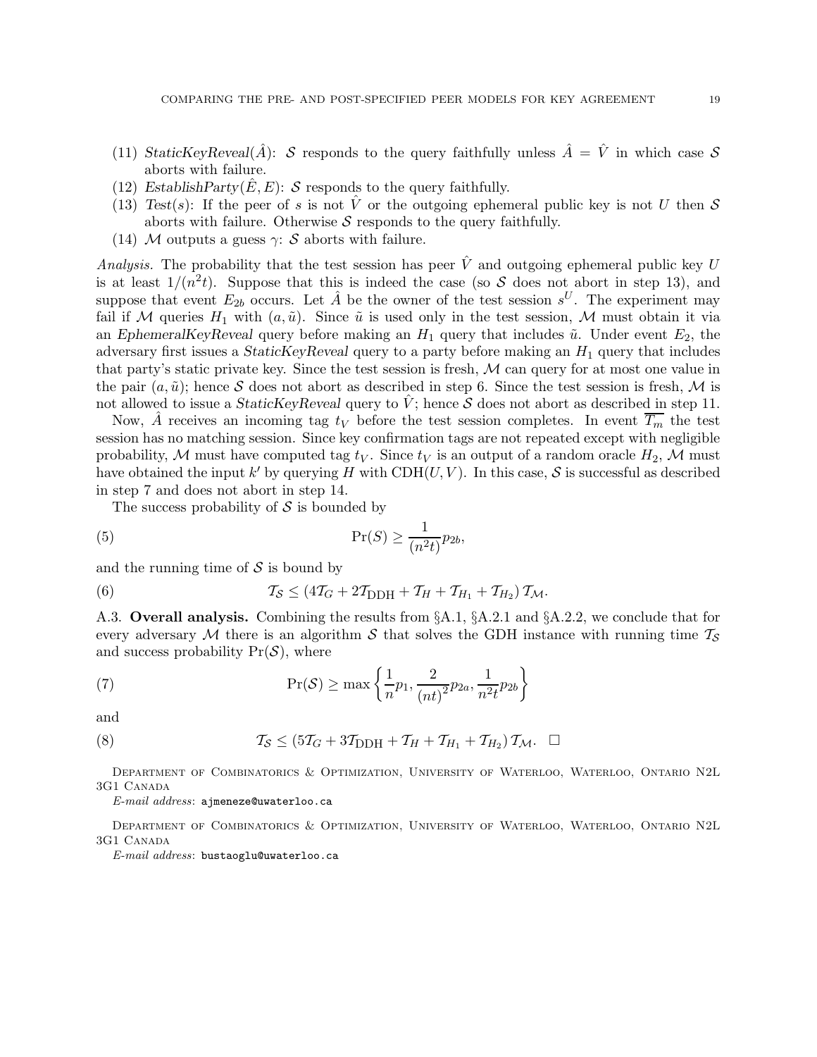(11) *StaticKeyReveal*$(\hat{A})$: $\mathcal{S}$ responds to the query faithfully unless $\hat{A} = \hat{V}$ in which case $\mathcal{S}$ aborts with failure.
(12) *EstablishParty*$(\hat{E}, E)$: $\mathcal{S}$ responds to the query faithfully.
(13) *Test*$(s)$: If the peer of $s$ is not $\hat{V}$ or the outgoing ephemeral public key is not $U$ then $\mathcal{S}$ aborts with failure. Otherwise $\mathcal{S}$ responds to the query faithfully.
(14) $\mathcal{M}$ outputs a guess $\gamma$: $\mathcal{S}$ aborts with failure.

*Analysis.* The probability that the test session has peer $\hat{V}$ and outgoing ephemeral public key $U$ is at least $1/(n^2 t)$. Suppose that this is indeed the case (so $\mathcal{S}$ does not abort in step 13), and suppose that event $E_{2b}$ occurs. Let $\hat{A}$ be the owner of the test session $s^U$. The experiment may fail if $\mathcal{M}$ queries $H_1$ with $(a, \tilde{u})$. Since $\tilde{u}$ is used only in the test session, $\mathcal{M}$ must obtain it via an *EphemeralKeyReveal* query before making an $H_1$ query that includes $\tilde{u}$. Under event $E_2$, the adversary first issues a *StaticKeyReveal* query to a party before making an $H_1$ query that includes that party's static private key. Since the test session is fresh, $\mathcal{M}$ can query for at most one value in the pair $(a, \tilde{u})$; hence $\mathcal{S}$ does not abort as described in step 6. Since the test session is fresh, $\mathcal{M}$ is not allowed to issue a *StaticKeyReveal* query to $\hat{V}$; hence $\mathcal{S}$ does not abort as described in step 11.

Now, $\hat{A}$ receives an incoming tag $t_V$ before the test session completes. In event $\overline{T_m}$ the test session has no matching session. Since key confirmation tags are not repeated except with negligible probability, $\mathcal{M}$ must have computed tag $t_V$. Since $t_V$ is an output of a random oracle $H_2$, $\mathcal{M}$ must have obtained the input $k'$ by querying $H$ with $\mathrm{CDH}(U, V)$. In this case, $\mathcal{S}$ is successful as described in step 7 and does not abort in step 14.

The success probability of $\mathcal{S}$ is bounded by

$$\Pr(S) \geq \frac{1}{(n^2 t)} p_{2b}, \tag{5}$$

and the running time of $\mathcal{S}$ is bound by

$$\mathcal{T}_{\mathcal{S}} \leq (4\mathcal{T}_G + 2\mathcal{T}_{\mathrm{DDH}} + \mathcal{T}_H + \mathcal{T}_{H_1} + \mathcal{T}_{H_2})\, \mathcal{T}_{\mathcal{M}}. \tag{6}$$

A.3. **Overall analysis.** Combining the results from §A.1, §A.2.1 and §A.2.2, we conclude that for every adversary $\mathcal{M}$ there is an algorithm $\mathcal{S}$ that solves the GDH instance with running time $\mathcal{T}_{\mathcal{S}}$ and success probability $\Pr(\mathcal{S})$, where

$$\Pr(\mathcal{S}) \geq \max\left\{ \frac{1}{n} p_1, \frac{2}{(nt)^2} p_{2a}, \frac{1}{n^2 t} p_{2b} \right\} \tag{7}$$

and

$$\mathcal{T}_{\mathcal{S}} \leq (5\mathcal{T}_G + 3\mathcal{T}_{\mathrm{DDH}} + \mathcal{T}_H + \mathcal{T}_{H_1} + \mathcal{T}_{H_2})\, \mathcal{T}_{\mathcal{M}}. \quad \square \tag{8}$$

Department of Combinatorics & Optimization, University of Waterloo, Waterloo, Ontario N2L 3G1 Canada

*E-mail address*: ajmeneze@uwaterloo.ca

Department of Combinatorics & Optimization, University of Waterloo, Waterloo, Ontario N2L 3G1 Canada

*E-mail address*: bustaoglu@uwaterloo.ca